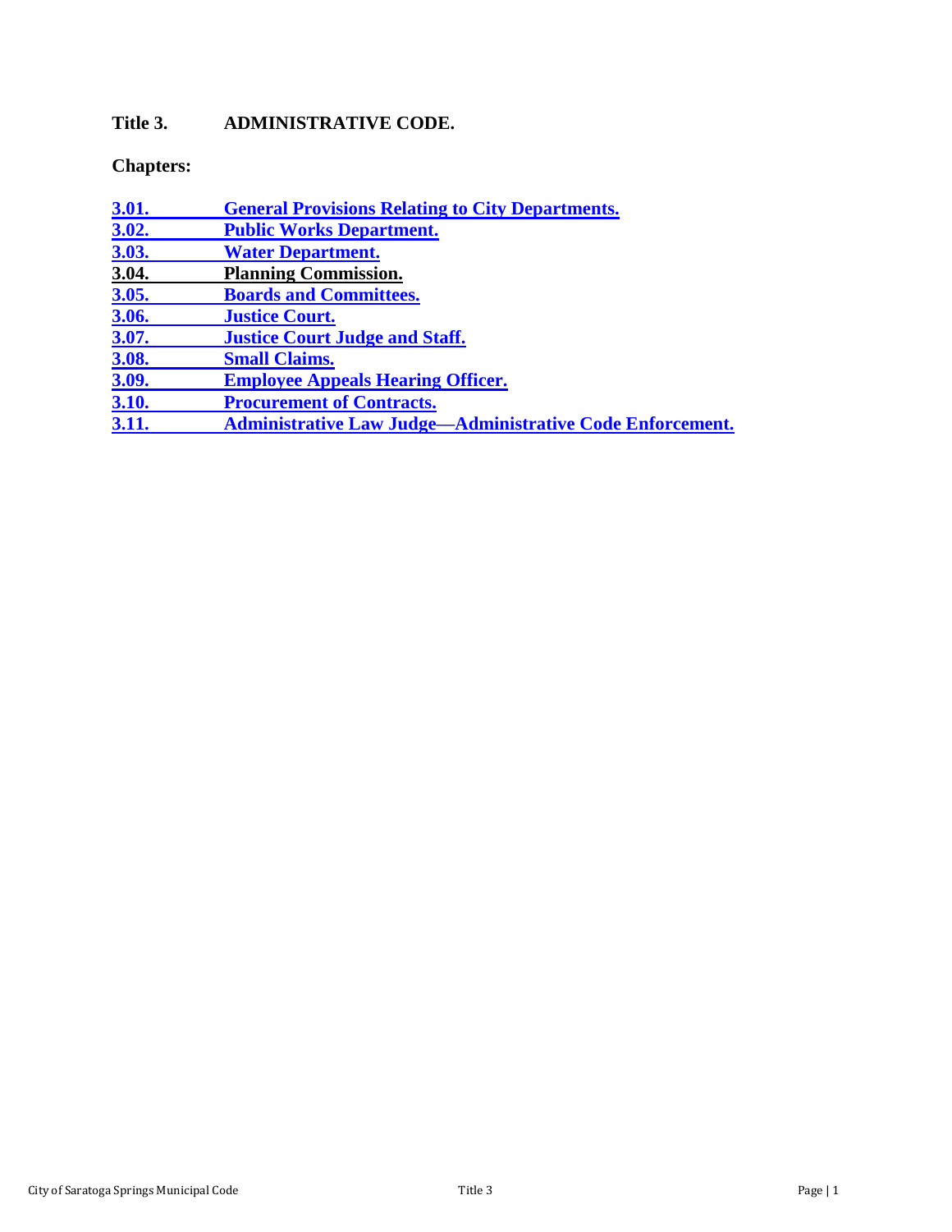# Title 3. ADMINISTRATIVE CODE.

**Chapters:**

| | |
|---|---|
| **3.01.** | **General Provisions Relating to City Departments.** |
| **3.02.** | **Public Works Department.** |
| **3.03.** | **Water Department.** |
| **3.04.** | **Planning Commission.** |
| **3.05.** | **Boards and Committees.** |
| **3.06.** | **Justice Court.** |
| **3.07.** | **Justice Court Judge and Staff.** |
| **3.08.** | **Small Claims.** |
| **3.09.** | **Employee Appeals Hearing Officer.** |
| **3.10.** | **Procurement of Contracts.** |
| **3.11.** | **Administrative Law Judge—Administrative Code Enforcement.** |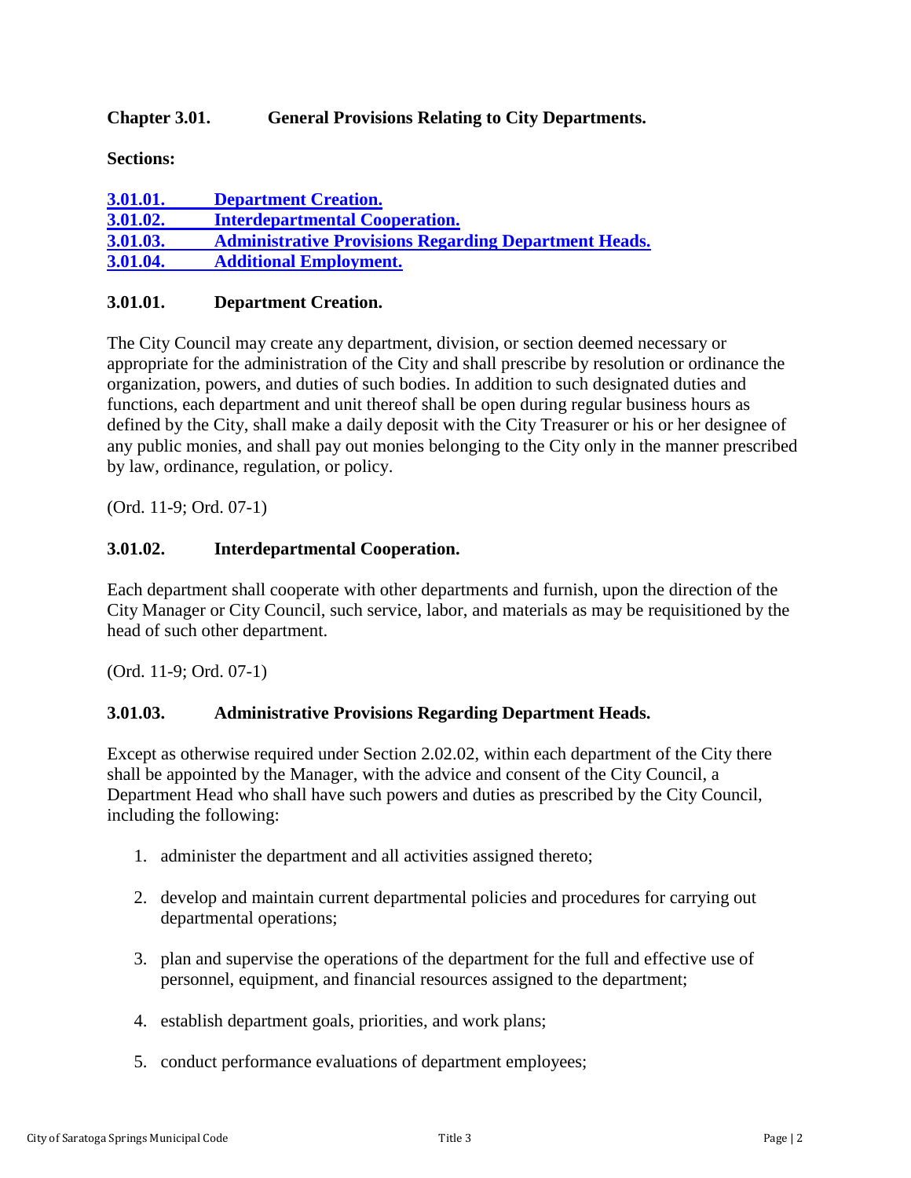## Chapter 3.01. General Provisions Relating to City Departments.

**Sections:**

[3.01.01. Department Creation.](#)
[3.01.02. Interdepartmental Cooperation.](#)
[3.01.03. Administrative Provisions Regarding Department Heads.](#)
[3.01.04. Additional Employment.](#)

### 3.01.01. Department Creation.

The City Council may create any department, division, or section deemed necessary or appropriate for the administration of the City and shall prescribe by resolution or ordinance the organization, powers, and duties of such bodies. In addition to such designated duties and functions, each department and unit thereof shall be open during regular business hours as defined by the City, shall make a daily deposit with the City Treasurer or his or her designee of any public monies, and shall pay out monies belonging to the City only in the manner prescribed by law, ordinance, regulation, or policy.

(Ord. 11-9; Ord. 07-1)

### 3.01.02. Interdepartmental Cooperation.

Each department shall cooperate with other departments and furnish, upon the direction of the City Manager or City Council, such service, labor, and materials as may be requisitioned by the head of such other department.

(Ord. 11-9; Ord. 07-1)

### 3.01.03. Administrative Provisions Regarding Department Heads.

Except as otherwise required under Section 2.02.02, within each department of the City there shall be appointed by the Manager, with the advice and consent of the City Council, a Department Head who shall have such powers and duties as prescribed by the City Council, including the following:

1. administer the department and all activities assigned thereto;

2. develop and maintain current departmental policies and procedures for carrying out departmental operations;

3. plan and supervise the operations of the department for the full and effective use of personnel, equipment, and financial resources assigned to the department;

4. establish department goals, priorities, and work plans;

5. conduct performance evaluations of department employees;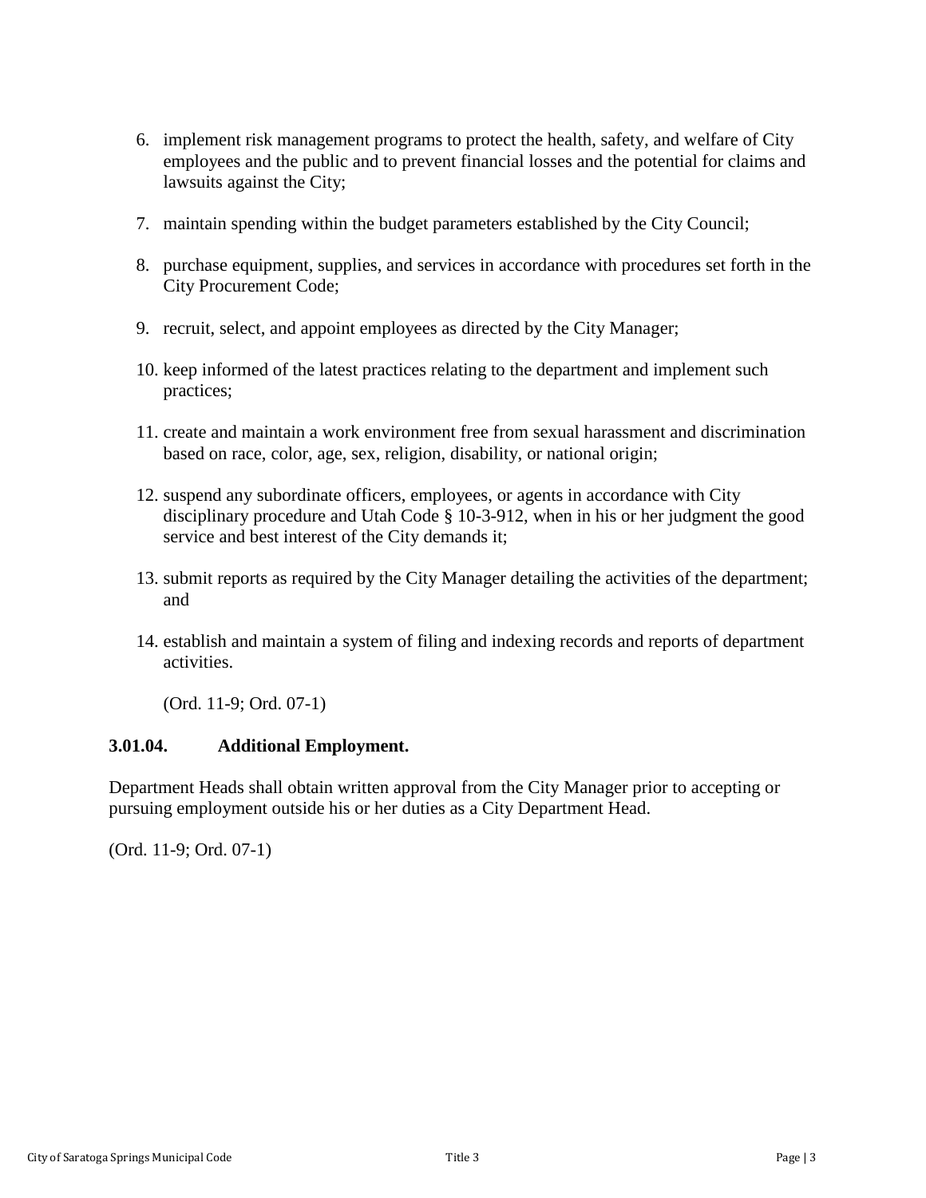6. implement risk management programs to protect the health, safety, and welfare of City employees and the public and to prevent financial losses and the potential for claims and lawsuits against the City;

7. maintain spending within the budget parameters established by the City Council;

8. purchase equipment, supplies, and services in accordance with procedures set forth in the City Procurement Code;

9. recruit, select, and appoint employees as directed by the City Manager;

10. keep informed of the latest practices relating to the department and implement such practices;

11. create and maintain a work environment free from sexual harassment and discrimination based on race, color, age, sex, religion, disability, or national origin;

12. suspend any subordinate officers, employees, or agents in accordance with City disciplinary procedure and Utah Code § 10-3-912, when in his or her judgment the good service and best interest of the City demands it;

13. submit reports as required by the City Manager detailing the activities of the department; and

14. establish and maintain a system of filing and indexing records and reports of department activities.

(Ord. 11-9; Ord. 07-1)

### 3.01.04. Additional Employment.

Department Heads shall obtain written approval from the City Manager prior to accepting or pursuing employment outside his or her duties as a City Department Head.

(Ord. 11-9; Ord. 07-1)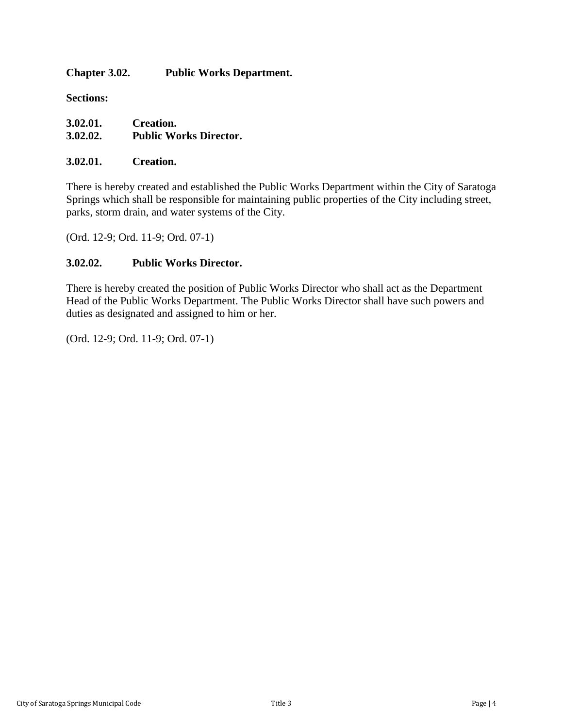## Chapter 3.02. Public Works Department.

**Sections:**

**3.02.01. Creation.**
**3.02.02. Public Works Director.**

### 3.02.01. Creation.

There is hereby created and established the Public Works Department within the City of Saratoga Springs which shall be responsible for maintaining public properties of the City including street, parks, storm drain, and water systems of the City.

(Ord. 12-9; Ord. 11-9; Ord. 07-1)

### 3.02.02. Public Works Director.

There is hereby created the position of Public Works Director who shall act as the Department Head of the Public Works Department. The Public Works Director shall have such powers and duties as designated and assigned to him or her.

(Ord. 12-9; Ord. 11-9; Ord. 07-1)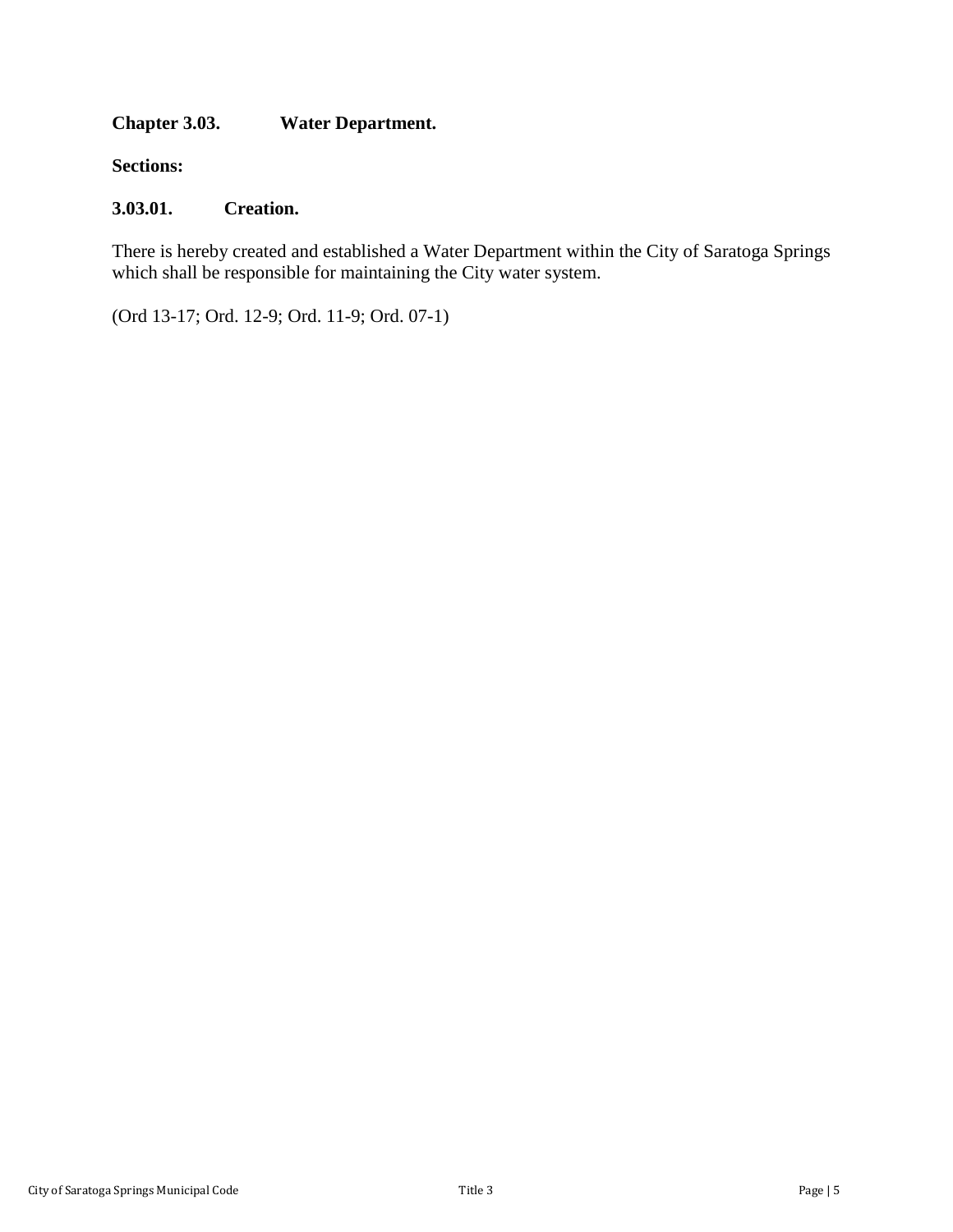## Chapter 3.03. Water Department.

**Sections:**

### 3.03.01. Creation.

There is hereby created and established a Water Department within the City of Saratoga Springs which shall be responsible for maintaining the City water system.

(Ord 13-17; Ord. 12-9; Ord. 11-9; Ord. 07-1)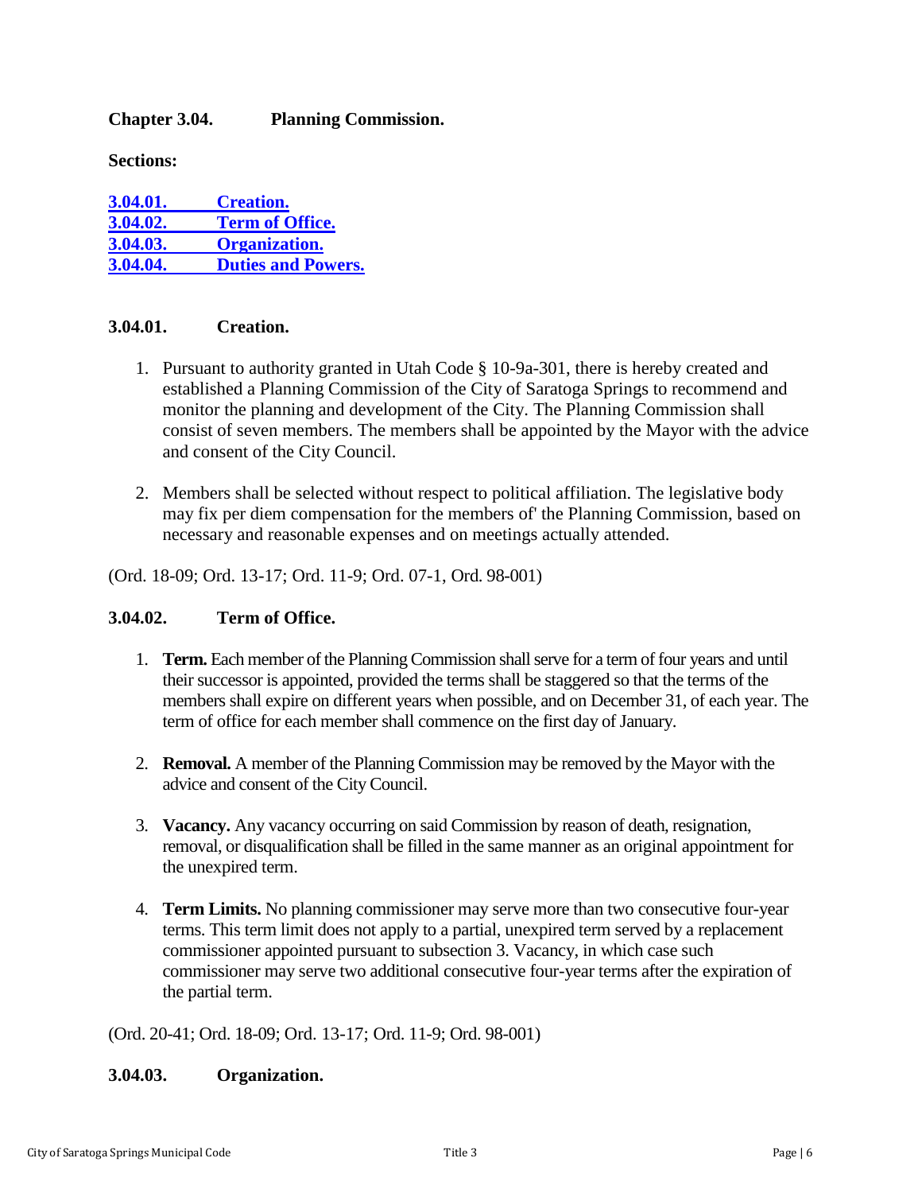## Chapter 3.04. Planning Commission.

**Sections:**

[**3.04.01. Creation.**](#)
[**3.04.02. Term of Office.**](#)
[**3.04.03. Organization.**](#)
[**3.04.04. Duties and Powers.**](#)

### 3.04.01. Creation.

1. Pursuant to authority granted in Utah Code § 10-9a-301, there is hereby created and established a Planning Commission of the City of Saratoga Springs to recommend and monitor the planning and development of the City. The Planning Commission shall consist of seven members. The members shall be appointed by the Mayor with the advice and consent of the City Council.

2. Members shall be selected without respect to political affiliation. The legislative body may fix per diem compensation for the members of' the Planning Commission, based on necessary and reasonable expenses and on meetings actually attended.

(Ord. 18-09; Ord. 13-17; Ord. 11-9; Ord. 07-1, Ord. 98-001)

### 3.04.02. Term of Office.

1. **Term.** Each member of the Planning Commission shall serve for a term of four years and until their successor is appointed, provided the terms shall be staggered so that the terms of the members shall expire on different years when possible, and on December 31, of each year. The term of office for each member shall commence on the first day of January.

2. **Removal.** A member of the Planning Commission may be removed by the Mayor with the advice and consent of the City Council.

3. **Vacancy.** Any vacancy occurring on said Commission by reason of death, resignation, removal, or disqualification shall be filled in the same manner as an original appointment for the unexpired term.

4. **Term Limits.** No planning commissioner may serve more than two consecutive four-year terms. This term limit does not apply to a partial, unexpired term served by a replacement commissioner appointed pursuant to subsection 3. Vacancy, in which case such commissioner may serve two additional consecutive four-year terms after the expiration of the partial term.

(Ord. 20-41; Ord. 18-09; Ord. 13-17; Ord. 11-9; Ord. 98-001)

### 3.04.03. Organization.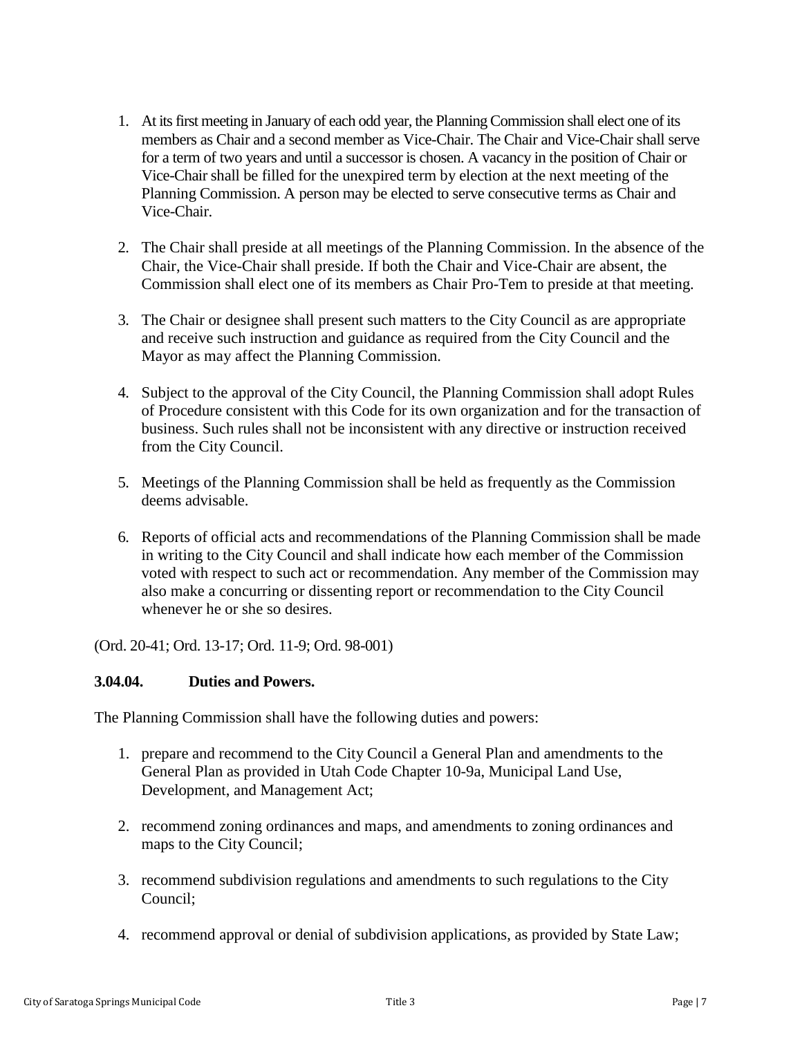1. At its first meeting in January of each odd year, the Planning Commission shall elect one of its members as Chair and a second member as Vice-Chair. The Chair and Vice-Chair shall serve for a term of two years and until a successor is chosen. A vacancy in the position of Chair or Vice-Chair shall be filled for the unexpired term by election at the next meeting of the Planning Commission. A person may be elected to serve consecutive terms as Chair and Vice-Chair.

2. The Chair shall preside at all meetings of the Planning Commission. In the absence of the Chair, the Vice-Chair shall preside. If both the Chair and Vice-Chair are absent, the Commission shall elect one of its members as Chair Pro-Tem to preside at that meeting.

3. The Chair or designee shall present such matters to the City Council as are appropriate and receive such instruction and guidance as required from the City Council and the Mayor as may affect the Planning Commission.

4. Subject to the approval of the City Council, the Planning Commission shall adopt Rules of Procedure consistent with this Code for its own organization and for the transaction of business. Such rules shall not be inconsistent with any directive or instruction received from the City Council.

5. Meetings of the Planning Commission shall be held as frequently as the Commission deems advisable.

6. Reports of official acts and recommendations of the Planning Commission shall be made in writing to the City Council and shall indicate how each member of the Commission voted with respect to such act or recommendation. Any member of the Commission may also make a concurring or dissenting report or recommendation to the City Council whenever he or she so desires.

(Ord. 20-41; Ord. 13-17; Ord. 11-9; Ord. 98-001)

**3.04.04. Duties and Powers.**

The Planning Commission shall have the following duties and powers:

1. prepare and recommend to the City Council a General Plan and amendments to the General Plan as provided in Utah Code Chapter 10-9a, Municipal Land Use, Development, and Management Act;

2. recommend zoning ordinances and maps, and amendments to zoning ordinances and maps to the City Council;

3. recommend subdivision regulations and amendments to such regulations to the City Council;

4. recommend approval or denial of subdivision applications, as provided by State Law;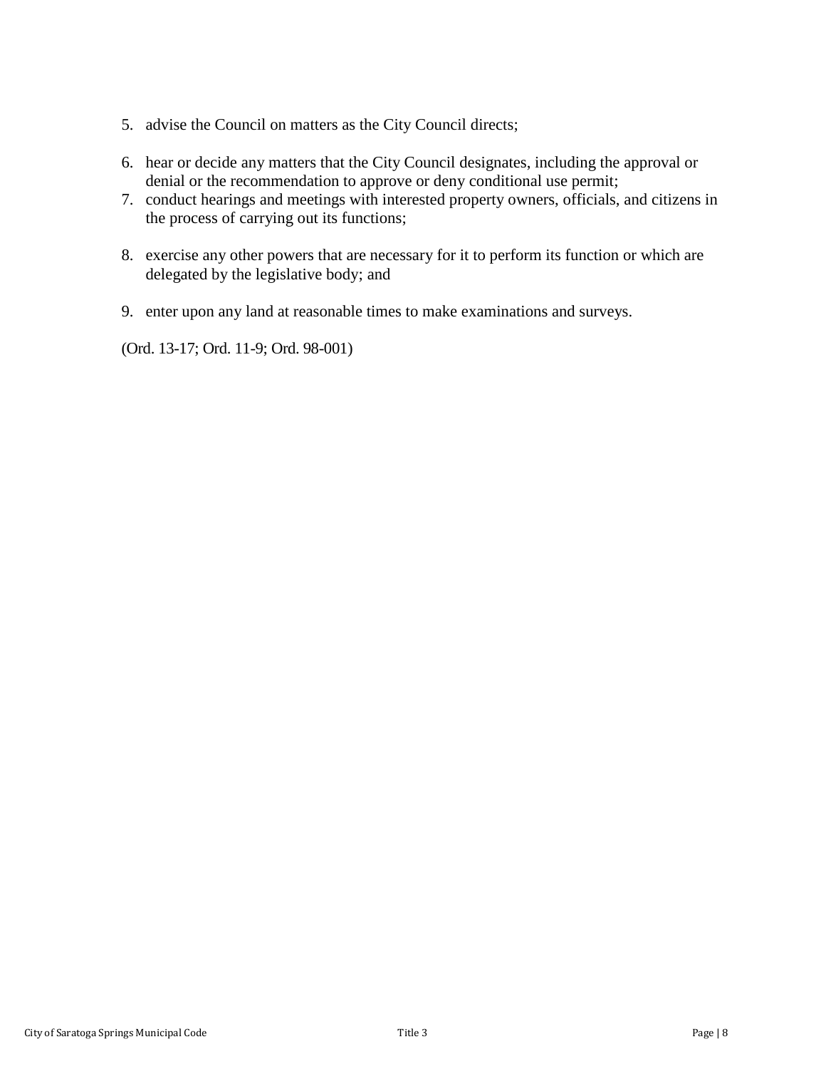5. advise the Council on matters as the City Council directs;

6. hear or decide any matters that the City Council designates, including the approval or denial or the recommendation to approve or deny conditional use permit;
7. conduct hearings and meetings with interested property owners, officials, and citizens in the process of carrying out its functions;

8. exercise any other powers that are necessary for it to perform its function or which are delegated by the legislative body; and

9. enter upon any land at reasonable times to make examinations and surveys.

(Ord. 13-17; Ord. 11-9; Ord. 98-001)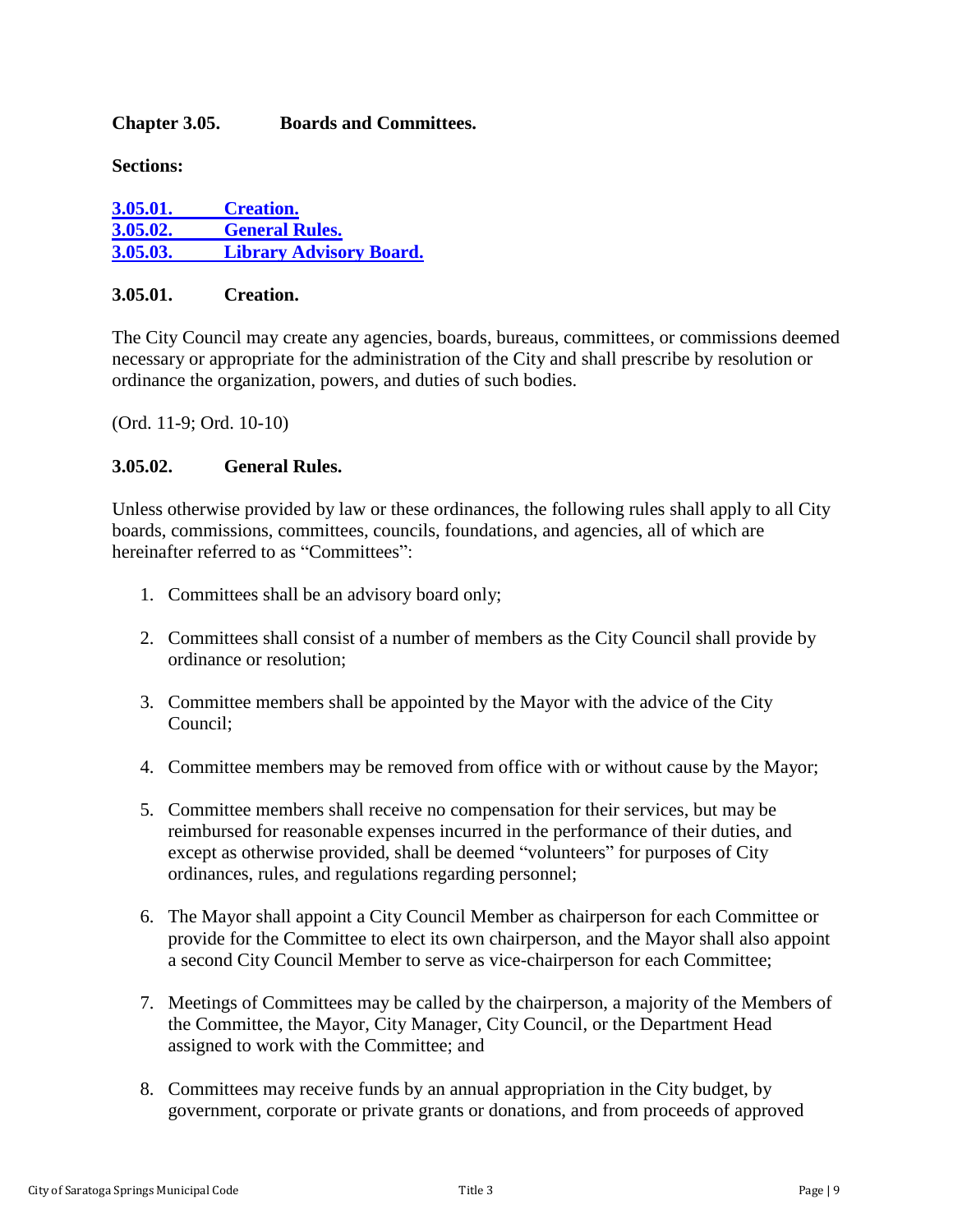## Chapter 3.05. Boards and Committees.

**Sections:**

[3.05.01. Creation.](#)
[3.05.02. General Rules.](#)
[3.05.03. Library Advisory Board.](#)

### 3.05.01. Creation.

The City Council may create any agencies, boards, bureaus, committees, or commissions deemed necessary or appropriate for the administration of the City and shall prescribe by resolution or ordinance the organization, powers, and duties of such bodies.

(Ord. 11-9; Ord. 10-10)

### 3.05.02. General Rules.

Unless otherwise provided by law or these ordinances, the following rules shall apply to all City boards, commissions, committees, councils, foundations, and agencies, all of which are hereinafter referred to as "Committees":

1. Committees shall be an advisory board only;

2. Committees shall consist of a number of members as the City Council shall provide by ordinance or resolution;

3. Committee members shall be appointed by the Mayor with the advice of the City Council;

4. Committee members may be removed from office with or without cause by the Mayor;

5. Committee members shall receive no compensation for their services, but may be reimbursed for reasonable expenses incurred in the performance of their duties, and except as otherwise provided, shall be deemed "volunteers" for purposes of City ordinances, rules, and regulations regarding personnel;

6. The Mayor shall appoint a City Council Member as chairperson for each Committee or provide for the Committee to elect its own chairperson, and the Mayor shall also appoint a second City Council Member to serve as vice-chairperson for each Committee;

7. Meetings of Committees may be called by the chairperson, a majority of the Members of the Committee, the Mayor, City Manager, City Council, or the Department Head assigned to work with the Committee; and

8. Committees may receive funds by an annual appropriation in the City budget, by government, corporate or private grants or donations, and from proceeds of approved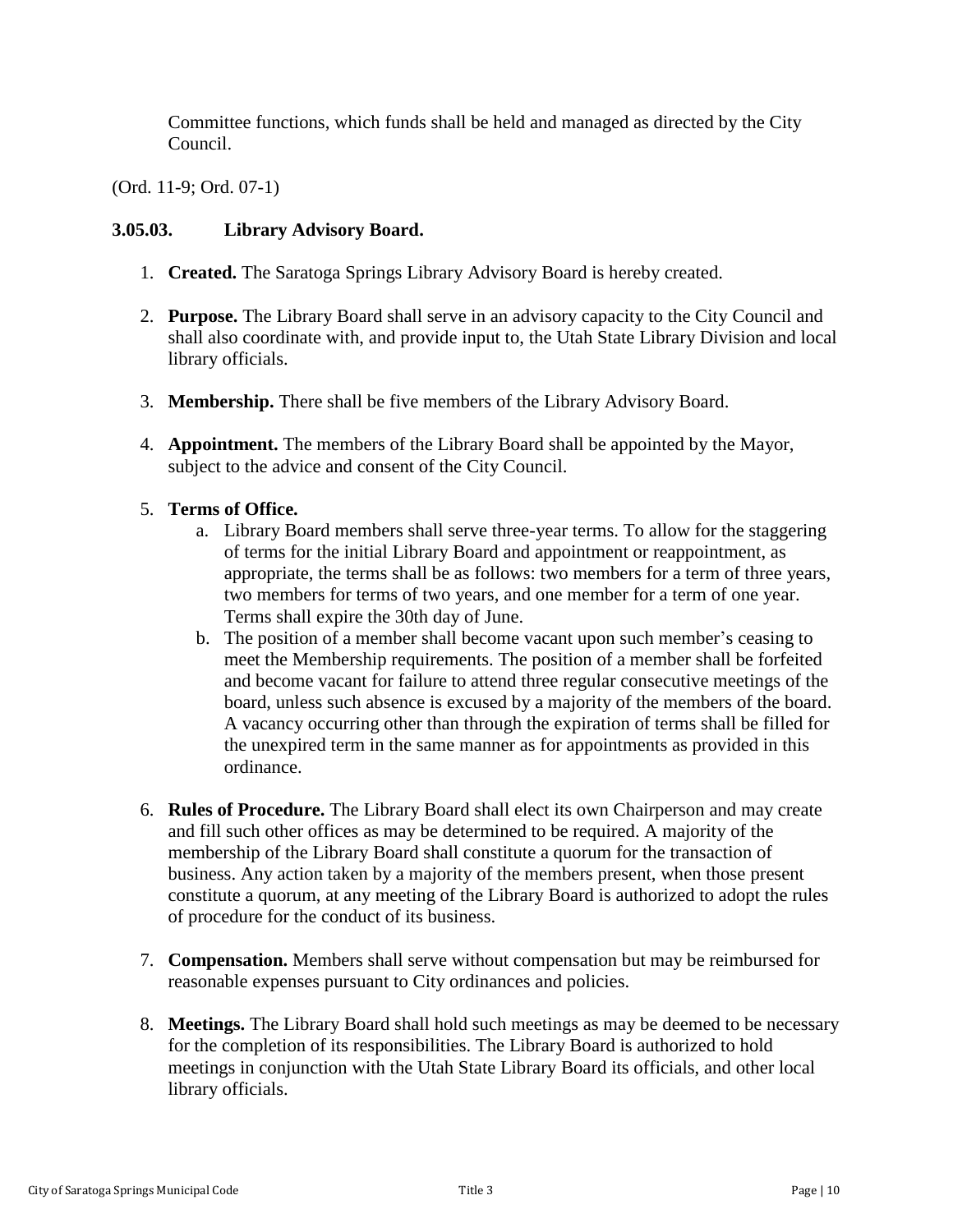Committee functions, which funds shall be held and managed as directed by the City Council.

(Ord. 11-9; Ord. 07-1)

### 3.05.03. Library Advisory Board.

1. **Created.** The Saratoga Springs Library Advisory Board is hereby created.

2. **Purpose.** The Library Board shall serve in an advisory capacity to the City Council and shall also coordinate with, and provide input to, the Utah State Library Division and local library officials.

3. **Membership.** There shall be five members of the Library Advisory Board.

4. **Appointment.** The members of the Library Board shall be appointed by the Mayor, subject to the advice and consent of the City Council.

5. **Terms of Office.**
   a. Library Board members shall serve three-year terms. To allow for the staggering of terms for the initial Library Board and appointment or reappointment, as appropriate, the terms shall be as follows: two members for a term of three years, two members for terms of two years, and one member for a term of one year. Terms shall expire the 30th day of June.
   b. The position of a member shall become vacant upon such member's ceasing to meet the Membership requirements. The position of a member shall be forfeited and become vacant for failure to attend three regular consecutive meetings of the board, unless such absence is excused by a majority of the members of the board. A vacancy occurring other than through the expiration of terms shall be filled for the unexpired term in the same manner as for appointments as provided in this ordinance.

6. **Rules of Procedure.** The Library Board shall elect its own Chairperson and may create and fill such other offices as may be determined to be required. A majority of the membership of the Library Board shall constitute a quorum for the transaction of business. Any action taken by a majority of the members present, when those present constitute a quorum, at any meeting of the Library Board is authorized to adopt the rules of procedure for the conduct of its business.

7. **Compensation.** Members shall serve without compensation but may be reimbursed for reasonable expenses pursuant to City ordinances and policies.

8. **Meetings.** The Library Board shall hold such meetings as may be deemed to be necessary for the completion of its responsibilities. The Library Board is authorized to hold meetings in conjunction with the Utah State Library Board its officials, and other local library officials.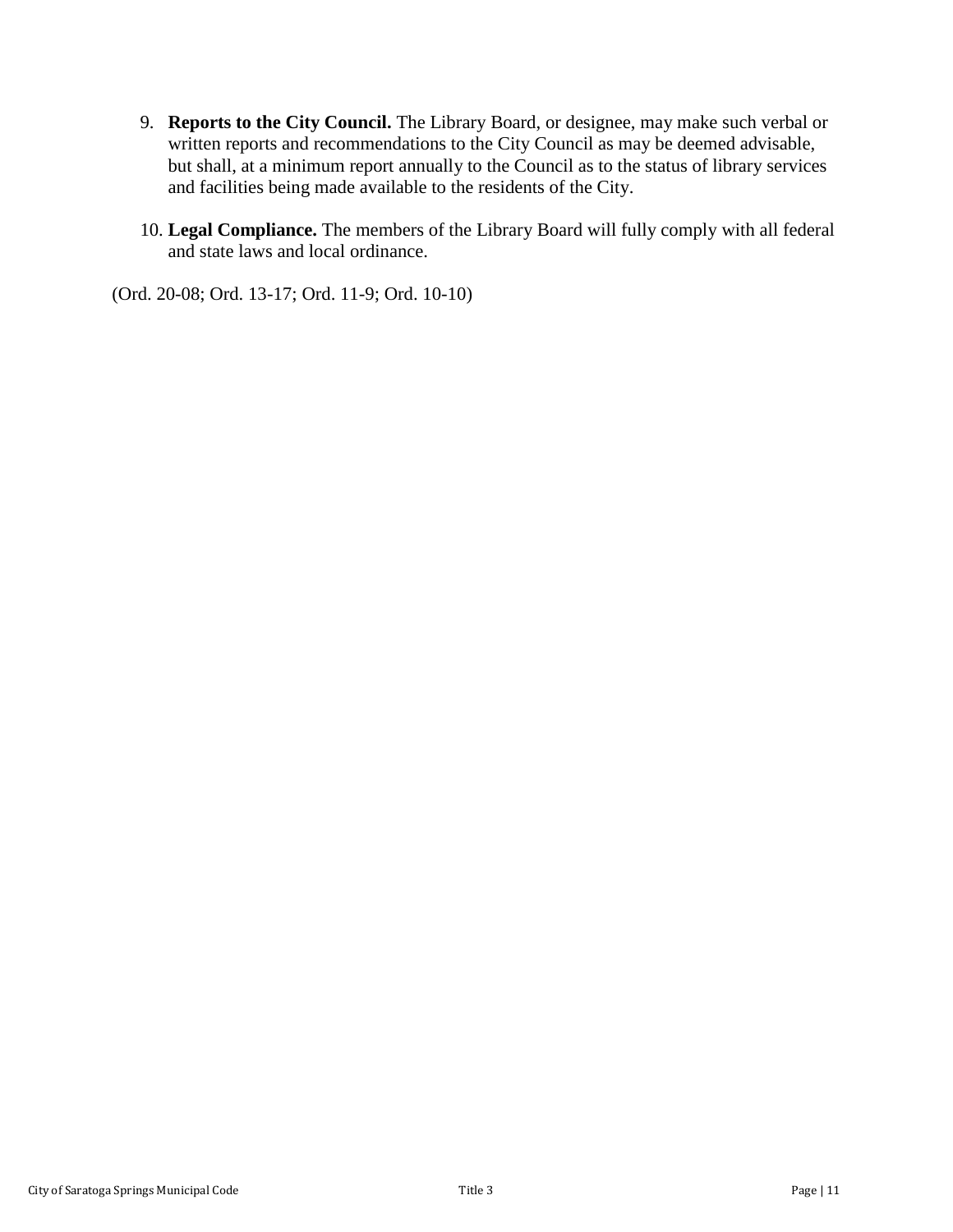9. **Reports to the City Council.** The Library Board, or designee, may make such verbal or written reports and recommendations to the City Council as may be deemed advisable, but shall, at a minimum report annually to the Council as to the status of library services and facilities being made available to the residents of the City.

10. **Legal Compliance.** The members of the Library Board will fully comply with all federal and state laws and local ordinance.

(Ord. 20-08; Ord. 13-17; Ord. 11-9; Ord. 10-10)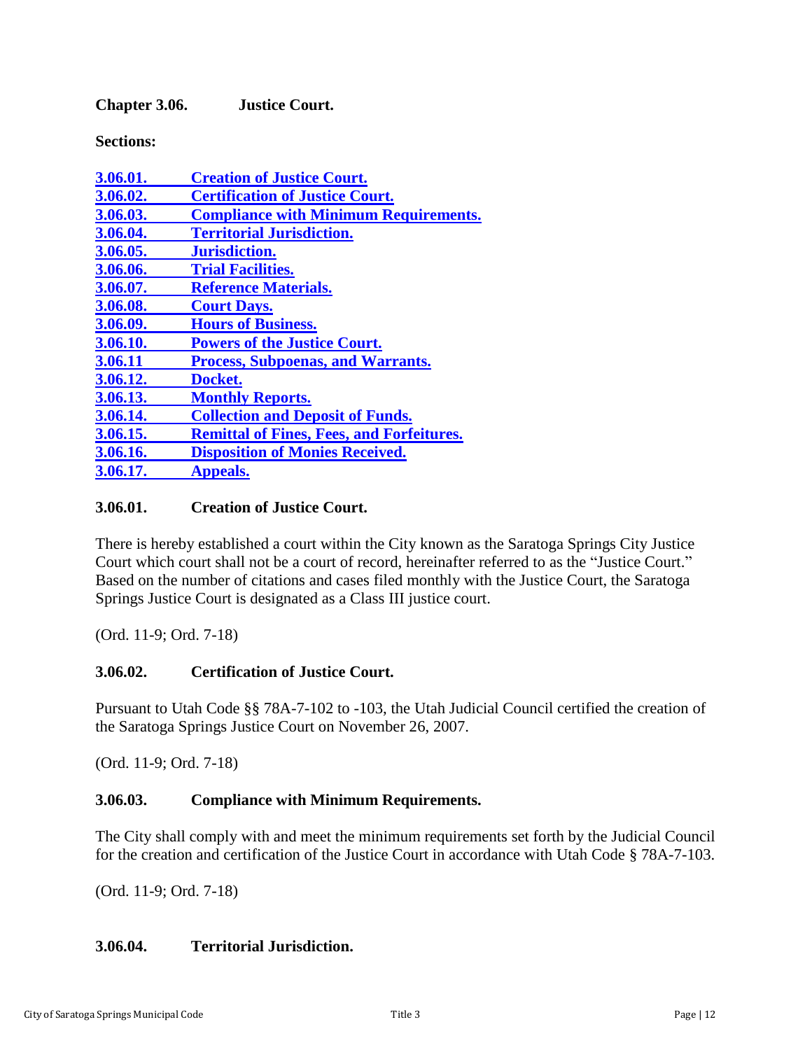**Chapter 3.06. Justice Court.**

**Sections:**

- [**3.06.01. Creation of Justice Court.**]
- [**3.06.02. Certification of Justice Court.**]
- [**3.06.03. Compliance with Minimum Requirements.**]
- [**3.06.04. Territorial Jurisdiction.**]
- [**3.06.05. Jurisdiction.**]
- [**3.06.06. Trial Facilities.**]
- [**3.06.07. Reference Materials.**]
- [**3.06.08. Court Days.**]
- [**3.06.09. Hours of Business.**]
- [**3.06.10. Powers of the Justice Court.**]
- [**3.06.11 Process, Subpoenas, and Warrants.**]
- [**3.06.12. Docket.**]
- [**3.06.13. Monthly Reports.**]
- [**3.06.14. Collection and Deposit of Funds.**]
- [**3.06.15. Remittal of Fines, Fees, and Forfeitures.**]
- [**3.06.16. Disposition of Monies Received.**]
- [**3.06.17. Appeals.**]

### 3.06.01. Creation of Justice Court.

There is hereby established a court within the City known as the Saratoga Springs City Justice Court which court shall not be a court of record, hereinafter referred to as the "Justice Court." Based on the number of citations and cases filed monthly with the Justice Court, the Saratoga Springs Justice Court is designated as a Class III justice court.

(Ord. 11-9; Ord. 7-18)

### 3.06.02. Certification of Justice Court.

Pursuant to Utah Code §§ 78A-7-102 to -103, the Utah Judicial Council certified the creation of the Saratoga Springs Justice Court on November 26, 2007.

(Ord. 11-9; Ord. 7-18)

### 3.06.03. Compliance with Minimum Requirements.

The City shall comply with and meet the minimum requirements set forth by the Judicial Council for the creation and certification of the Justice Court in accordance with Utah Code § 78A-7-103.

(Ord. 11-9; Ord. 7-18)

### 3.06.04. Territorial Jurisdiction.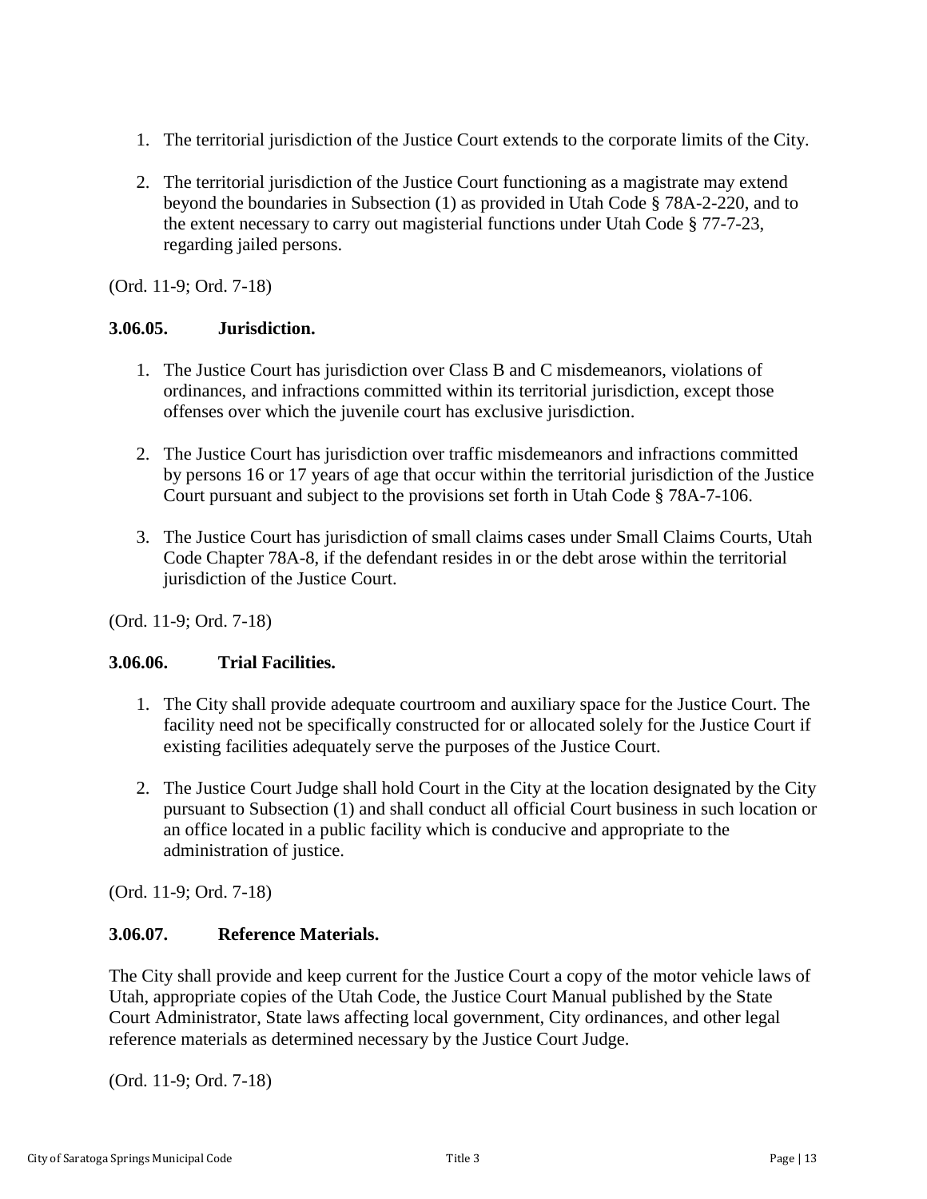1. The territorial jurisdiction of the Justice Court extends to the corporate limits of the City.

2. The territorial jurisdiction of the Justice Court functioning as a magistrate may extend beyond the boundaries in Subsection (1) as provided in Utah Code § 78A-2-220, and to the extent necessary to carry out magisterial functions under Utah Code § 77-7-23, regarding jailed persons.

(Ord. 11-9; Ord. 7-18)

### 3.06.05. Jurisdiction.

1. The Justice Court has jurisdiction over Class B and C misdemeanors, violations of ordinances, and infractions committed within its territorial jurisdiction, except those offenses over which the juvenile court has exclusive jurisdiction.

2. The Justice Court has jurisdiction over traffic misdemeanors and infractions committed by persons 16 or 17 years of age that occur within the territorial jurisdiction of the Justice Court pursuant and subject to the provisions set forth in Utah Code § 78A-7-106.

3. The Justice Court has jurisdiction of small claims cases under Small Claims Courts, Utah Code Chapter 78A-8, if the defendant resides in or the debt arose within the territorial jurisdiction of the Justice Court.

(Ord. 11-9; Ord. 7-18)

### 3.06.06. Trial Facilities.

1. The City shall provide adequate courtroom and auxiliary space for the Justice Court. The facility need not be specifically constructed for or allocated solely for the Justice Court if existing facilities adequately serve the purposes of the Justice Court.

2. The Justice Court Judge shall hold Court in the City at the location designated by the City pursuant to Subsection (1) and shall conduct all official Court business in such location or an office located in a public facility which is conducive and appropriate to the administration of justice.

(Ord. 11-9; Ord. 7-18)

### 3.06.07. Reference Materials.

The City shall provide and keep current for the Justice Court a copy of the motor vehicle laws of Utah, appropriate copies of the Utah Code, the Justice Court Manual published by the State Court Administrator, State laws affecting local government, City ordinances, and other legal reference materials as determined necessary by the Justice Court Judge.

(Ord. 11-9; Ord. 7-18)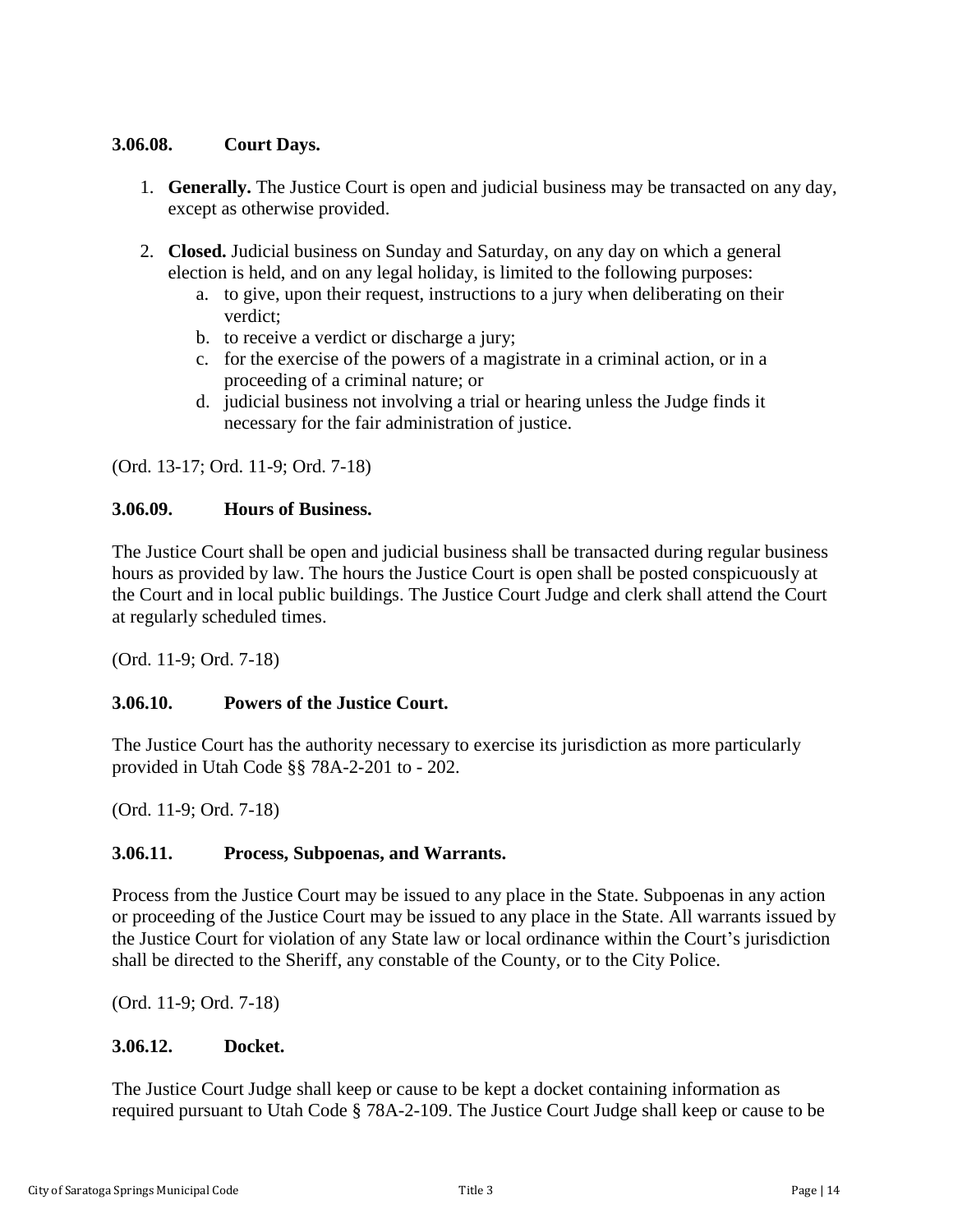### 3.06.08. Court Days.

1. **Generally.** The Justice Court is open and judicial business may be transacted on any day, except as otherwise provided.

2. **Closed.** Judicial business on Sunday and Saturday, on any day on which a general election is held, and on any legal holiday, is limited to the following purposes:
   a. to give, upon their request, instructions to a jury when deliberating on their verdict;
   b. to receive a verdict or discharge a jury;
   c. for the exercise of the powers of a magistrate in a criminal action, or in a proceeding of a criminal nature; or
   d. judicial business not involving a trial or hearing unless the Judge finds it necessary for the fair administration of justice.

(Ord. 13-17; Ord. 11-9; Ord. 7-18)

### 3.06.09. Hours of Business.

The Justice Court shall be open and judicial business shall be transacted during regular business hours as provided by law. The hours the Justice Court is open shall be posted conspicuously at the Court and in local public buildings. The Justice Court Judge and clerk shall attend the Court at regularly scheduled times.

(Ord. 11-9; Ord. 7-18)

### 3.06.10. Powers of the Justice Court.

The Justice Court has the authority necessary to exercise its jurisdiction as more particularly provided in Utah Code §§ 78A-2-201 to - 202.

(Ord. 11-9; Ord. 7-18)

### 3.06.11. Process, Subpoenas, and Warrants.

Process from the Justice Court may be issued to any place in the State. Subpoenas in any action or proceeding of the Justice Court may be issued to any place in the State. All warrants issued by the Justice Court for violation of any State law or local ordinance within the Court's jurisdiction shall be directed to the Sheriff, any constable of the County, or to the City Police.

(Ord. 11-9; Ord. 7-18)

### 3.06.12. Docket.

The Justice Court Judge shall keep or cause to be kept a docket containing information as required pursuant to Utah Code § 78A-2-109. The Justice Court Judge shall keep or cause to be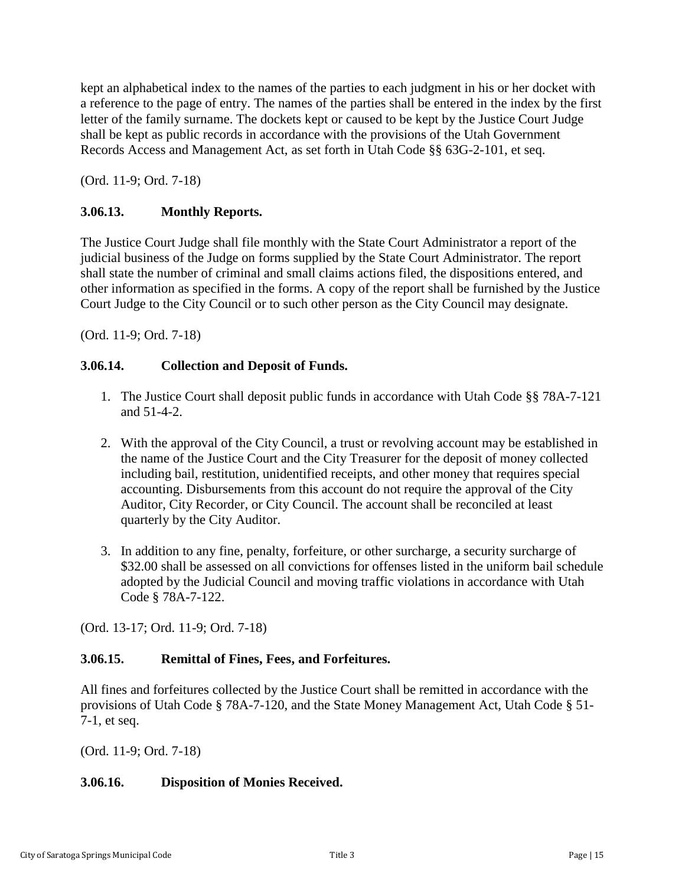kept an alphabetical index to the names of the parties to each judgment in his or her docket with a reference to the page of entry. The names of the parties shall be entered in the index by the first letter of the family surname. The dockets kept or caused to be kept by the Justice Court Judge shall be kept as public records in accordance with the provisions of the Utah Government Records Access and Management Act, as set forth in Utah Code §§ 63G-2-101, et seq.

(Ord. 11-9; Ord. 7-18)

### 3.06.13. Monthly Reports.

The Justice Court Judge shall file monthly with the State Court Administrator a report of the judicial business of the Judge on forms supplied by the State Court Administrator. The report shall state the number of criminal and small claims actions filed, the dispositions entered, and other information as specified in the forms. A copy of the report shall be furnished by the Justice Court Judge to the City Council or to such other person as the City Council may designate.

(Ord. 11-9; Ord. 7-18)

### 3.06.14. Collection and Deposit of Funds.

1. The Justice Court shall deposit public funds in accordance with Utah Code §§ 78A-7-121 and 51-4-2.

2. With the approval of the City Council, a trust or revolving account may be established in the name of the Justice Court and the City Treasurer for the deposit of money collected including bail, restitution, unidentified receipts, and other money that requires special accounting. Disbursements from this account do not require the approval of the City Auditor, City Recorder, or City Council. The account shall be reconciled at least quarterly by the City Auditor.

3. In addition to any fine, penalty, forfeiture, or other surcharge, a security surcharge of $32.00 shall be assessed on all convictions for offenses listed in the uniform bail schedule adopted by the Judicial Council and moving traffic violations in accordance with Utah Code § 78A-7-122.

(Ord. 13-17; Ord. 11-9; Ord. 7-18)

### 3.06.15. Remittal of Fines, Fees, and Forfeitures.

All fines and forfeitures collected by the Justice Court shall be remitted in accordance with the provisions of Utah Code § 78A-7-120, and the State Money Management Act, Utah Code § 51-7-1, et seq.

(Ord. 11-9; Ord. 7-18)

### 3.06.16. Disposition of Monies Received.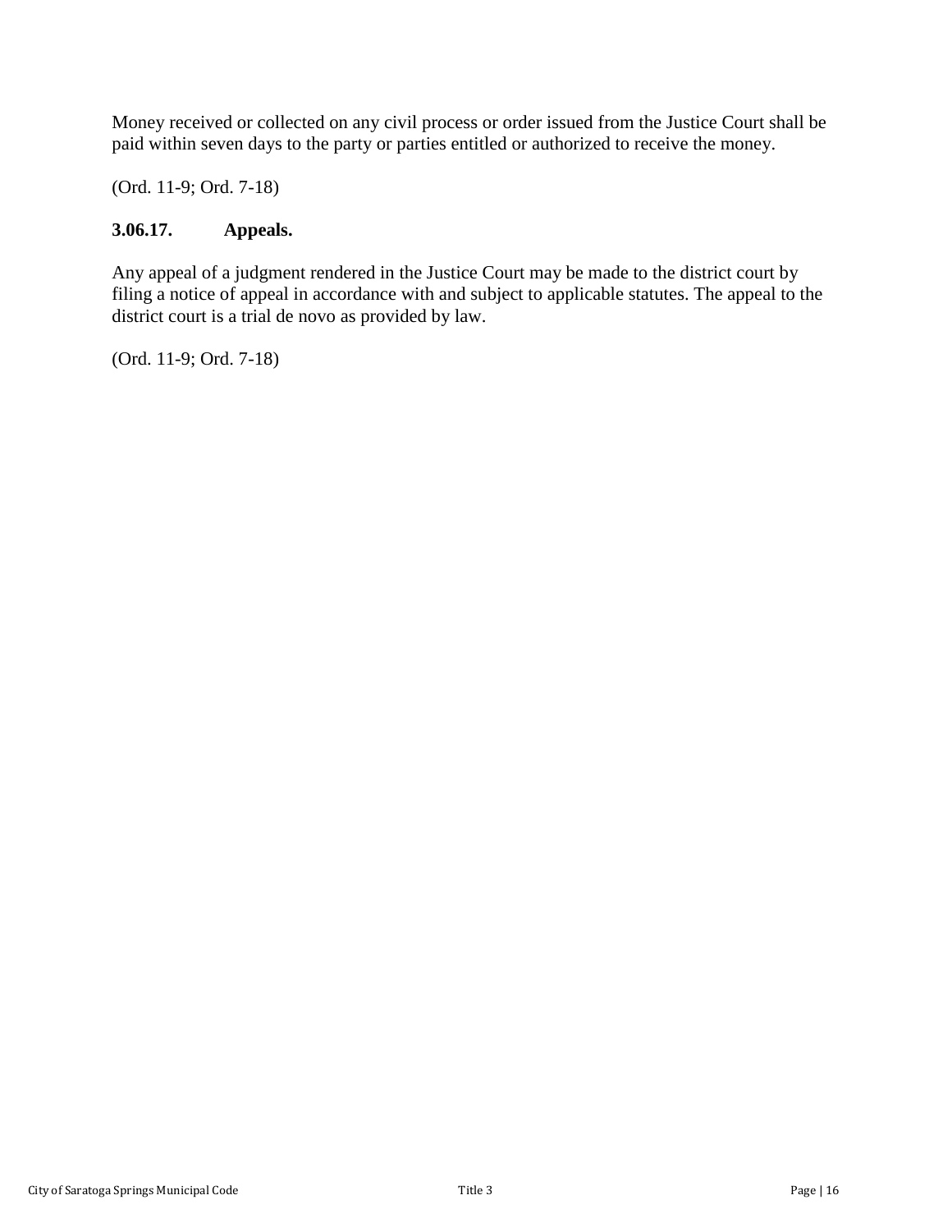Money received or collected on any civil process or order issued from the Justice Court shall be paid within seven days to the party or parties entitled or authorized to receive the money.

(Ord. 11-9; Ord. 7-18)

### 3.06.17. Appeals.

Any appeal of a judgment rendered in the Justice Court may be made to the district court by filing a notice of appeal in accordance with and subject to applicable statutes. The appeal to the district court is a trial de novo as provided by law.

(Ord. 11-9; Ord. 7-18)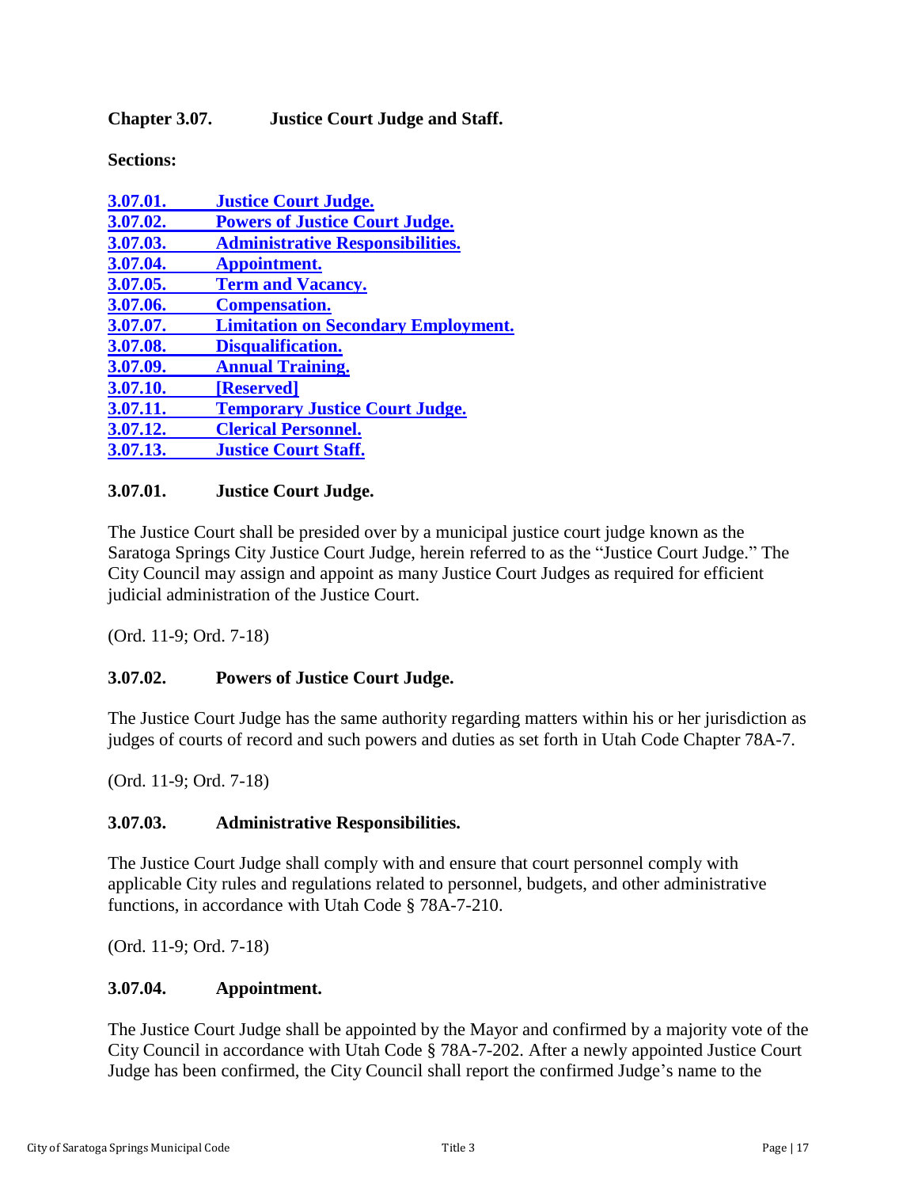## Chapter 3.07. Justice Court Judge and Staff.

**Sections:**

- 3.07.01. Justice Court Judge.
- 3.07.02. Powers of Justice Court Judge.
- 3.07.03. Administrative Responsibilities.
- 3.07.04. Appointment.
- 3.07.05. Term and Vacancy.
- 3.07.06. Compensation.
- 3.07.07. Limitation on Secondary Employment.
- 3.07.08. Disqualification.
- 3.07.09. Annual Training.
- 3.07.10. [Reserved]
- 3.07.11. Temporary Justice Court Judge.
- 3.07.12. Clerical Personnel.
- 3.07.13. Justice Court Staff.

### 3.07.01. Justice Court Judge.

The Justice Court shall be presided over by a municipal justice court judge known as the Saratoga Springs City Justice Court Judge, herein referred to as the "Justice Court Judge." The City Council may assign and appoint as many Justice Court Judges as required for efficient judicial administration of the Justice Court.

(Ord. 11-9; Ord. 7-18)

### 3.07.02. Powers of Justice Court Judge.

The Justice Court Judge has the same authority regarding matters within his or her jurisdiction as judges of courts of record and such powers and duties as set forth in Utah Code Chapter 78A-7.

(Ord. 11-9; Ord. 7-18)

### 3.07.03. Administrative Responsibilities.

The Justice Court Judge shall comply with and ensure that court personnel comply with applicable City rules and regulations related to personnel, budgets, and other administrative functions, in accordance with Utah Code § 78A-7-210.

(Ord. 11-9; Ord. 7-18)

### 3.07.04. Appointment.

The Justice Court Judge shall be appointed by the Mayor and confirmed by a majority vote of the City Council in accordance with Utah Code § 78A-7-202. After a newly appointed Justice Court Judge has been confirmed, the City Council shall report the confirmed Judge's name to the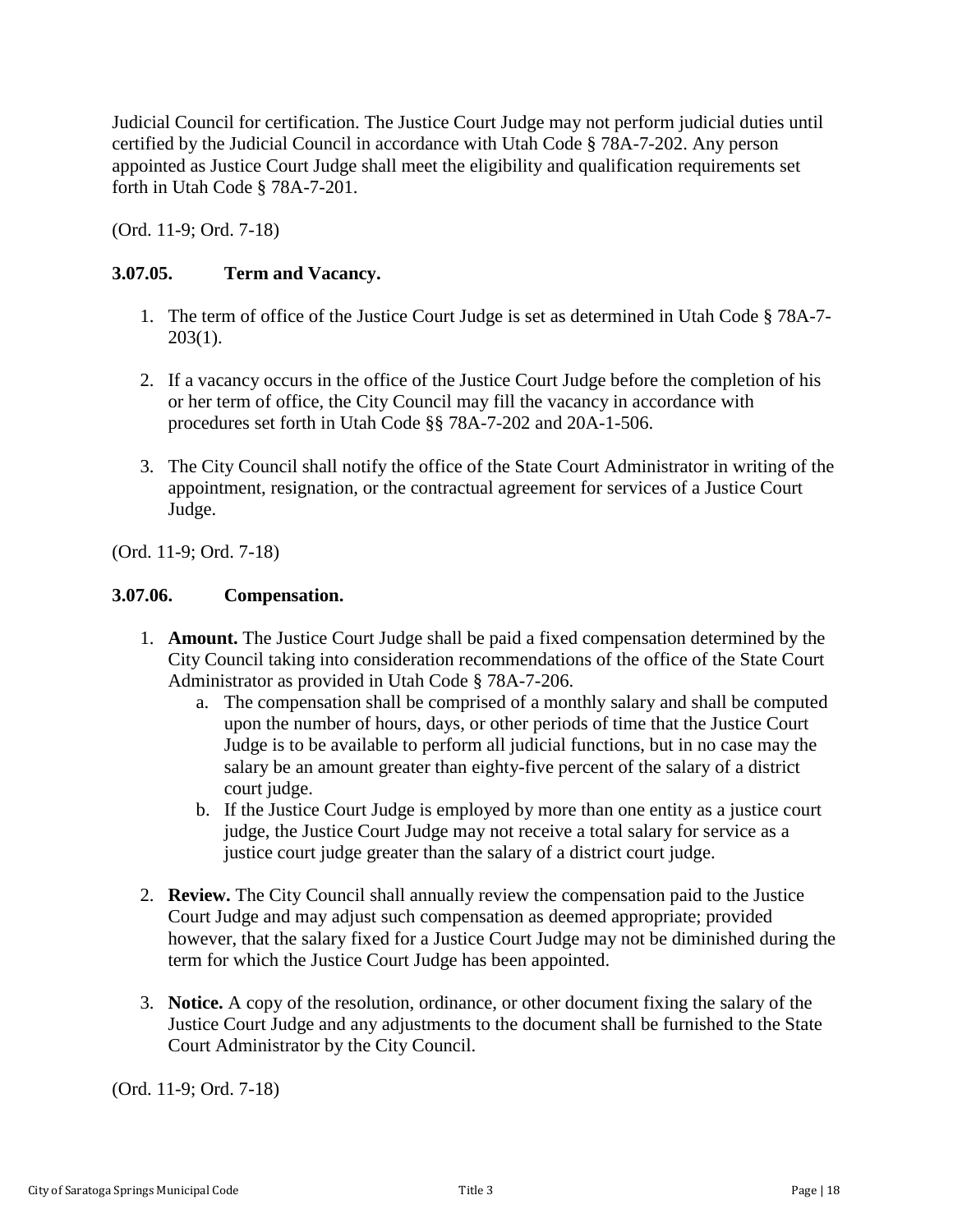Judicial Council for certification. The Justice Court Judge may not perform judicial duties until certified by the Judicial Council in accordance with Utah Code § 78A-7-202. Any person appointed as Justice Court Judge shall meet the eligibility and qualification requirements set forth in Utah Code § 78A-7-201.

(Ord. 11-9; Ord. 7-18)

### 3.07.05. Term and Vacancy.

1. The term of office of the Justice Court Judge is set as determined in Utah Code § 78A-7-203(1).

2. If a vacancy occurs in the office of the Justice Court Judge before the completion of his or her term of office, the City Council may fill the vacancy in accordance with procedures set forth in Utah Code §§ 78A-7-202 and 20A-1-506.

3. The City Council shall notify the office of the State Court Administrator in writing of the appointment, resignation, or the contractual agreement for services of a Justice Court Judge.

(Ord. 11-9; Ord. 7-18)

### 3.07.06. Compensation.

1. **Amount.** The Justice Court Judge shall be paid a fixed compensation determined by the City Council taking into consideration recommendations of the office of the State Court Administrator as provided in Utah Code § 78A-7-206.
    a. The compensation shall be comprised of a monthly salary and shall be computed upon the number of hours, days, or other periods of time that the Justice Court Judge is to be available to perform all judicial functions, but in no case may the salary be an amount greater than eighty-five percent of the salary of a district court judge.
    b. If the Justice Court Judge is employed by more than one entity as a justice court judge, the Justice Court Judge may not receive a total salary for service as a justice court judge greater than the salary of a district court judge.

2. **Review.** The City Council shall annually review the compensation paid to the Justice Court Judge and may adjust such compensation as deemed appropriate; provided however, that the salary fixed for a Justice Court Judge may not be diminished during the term for which the Justice Court Judge has been appointed.

3. **Notice.** A copy of the resolution, ordinance, or other document fixing the salary of the Justice Court Judge and any adjustments to the document shall be furnished to the State Court Administrator by the City Council.

(Ord. 11-9; Ord. 7-18)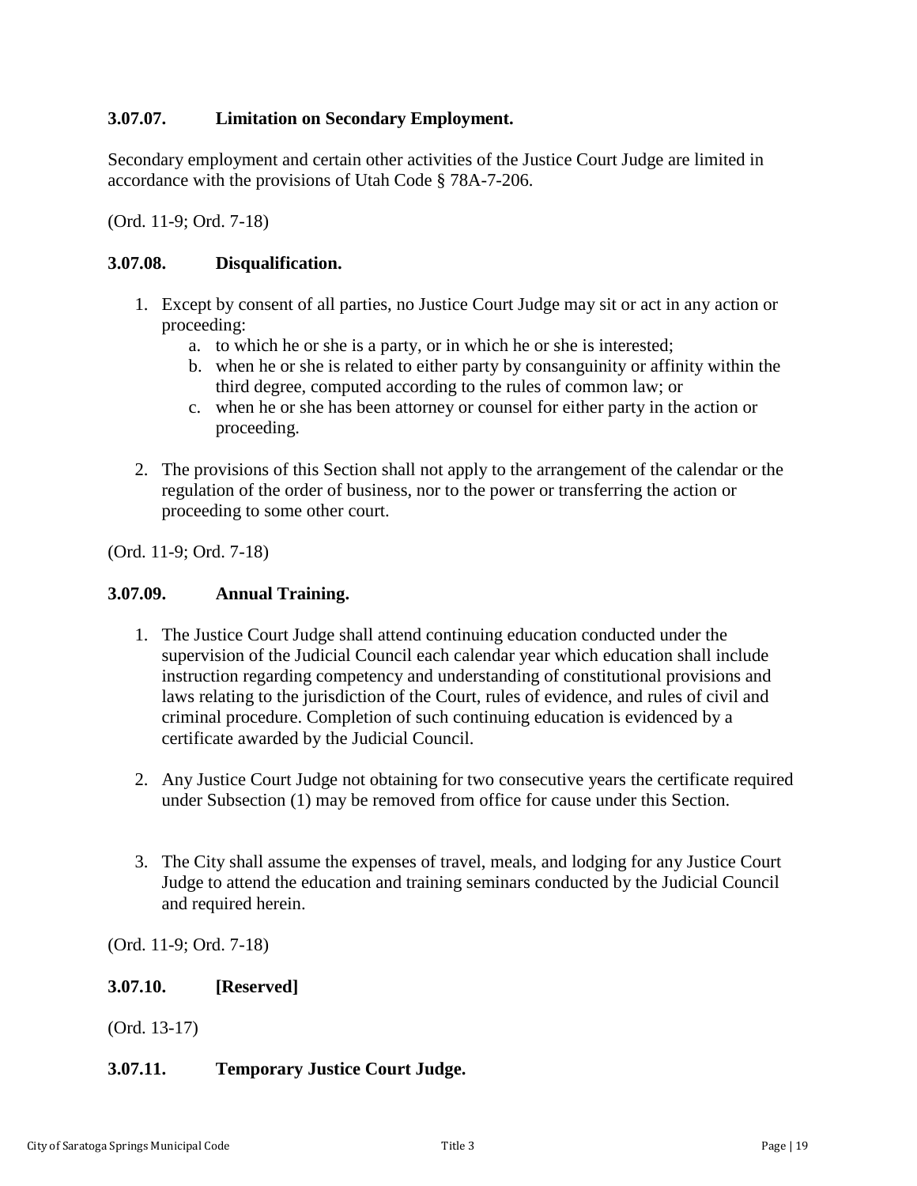### 3.07.07. Limitation on Secondary Employment.

Secondary employment and certain other activities of the Justice Court Judge are limited in accordance with the provisions of Utah Code § 78A-7-206.

(Ord. 11-9; Ord. 7-18)

### 3.07.08. Disqualification.

1. Except by consent of all parties, no Justice Court Judge may sit or act in any action or proceeding:
    a. to which he or she is a party, or in which he or she is interested;
    b. when he or she is related to either party by consanguinity or affinity within the third degree, computed according to the rules of common law; or
    c. when he or she has been attorney or counsel for either party in the action or proceeding.

2. The provisions of this Section shall not apply to the arrangement of the calendar or the regulation of the order of business, nor to the power or transferring the action or proceeding to some other court.

(Ord. 11-9; Ord. 7-18)

### 3.07.09. Annual Training.

1. The Justice Court Judge shall attend continuing education conducted under the supervision of the Judicial Council each calendar year which education shall include instruction regarding competency and understanding of constitutional provisions and laws relating to the jurisdiction of the Court, rules of evidence, and rules of civil and criminal procedure. Completion of such continuing education is evidenced by a certificate awarded by the Judicial Council.

2. Any Justice Court Judge not obtaining for two consecutive years the certificate required under Subsection (1) may be removed from office for cause under this Section.

3. The City shall assume the expenses of travel, meals, and lodging for any Justice Court Judge to attend the education and training seminars conducted by the Judicial Council and required herein.

(Ord. 11-9; Ord. 7-18)

### 3.07.10. [Reserved]

(Ord. 13-17)

### 3.07.11. Temporary Justice Court Judge.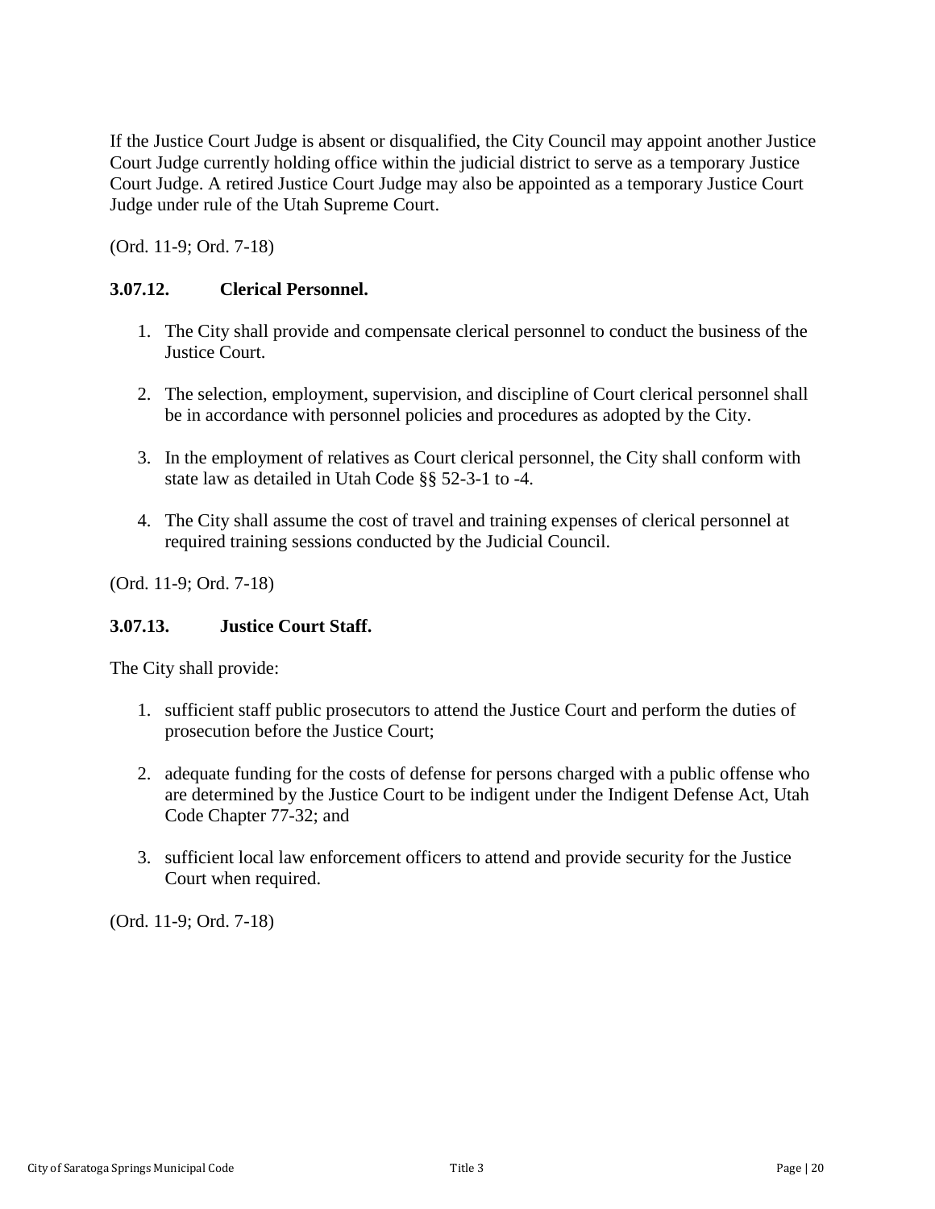If the Justice Court Judge is absent or disqualified, the City Council may appoint another Justice Court Judge currently holding office within the judicial district to serve as a temporary Justice Court Judge. A retired Justice Court Judge may also be appointed as a temporary Justice Court Judge under rule of the Utah Supreme Court.

(Ord. 11-9; Ord. 7-18)

### 3.07.12. Clerical Personnel.

1. The City shall provide and compensate clerical personnel to conduct the business of the Justice Court.

2. The selection, employment, supervision, and discipline of Court clerical personnel shall be in accordance with personnel policies and procedures as adopted by the City.

3. In the employment of relatives as Court clerical personnel, the City shall conform with state law as detailed in Utah Code §§ 52-3-1 to -4.

4. The City shall assume the cost of travel and training expenses of clerical personnel at required training sessions conducted by the Judicial Council.

(Ord. 11-9; Ord. 7-18)

### 3.07.13. Justice Court Staff.

The City shall provide:

1. sufficient staff public prosecutors to attend the Justice Court and perform the duties of prosecution before the Justice Court;

2. adequate funding for the costs of defense for persons charged with a public offense who are determined by the Justice Court to be indigent under the Indigent Defense Act, Utah Code Chapter 77-32; and

3. sufficient local law enforcement officers to attend and provide security for the Justice Court when required.

(Ord. 11-9; Ord. 7-18)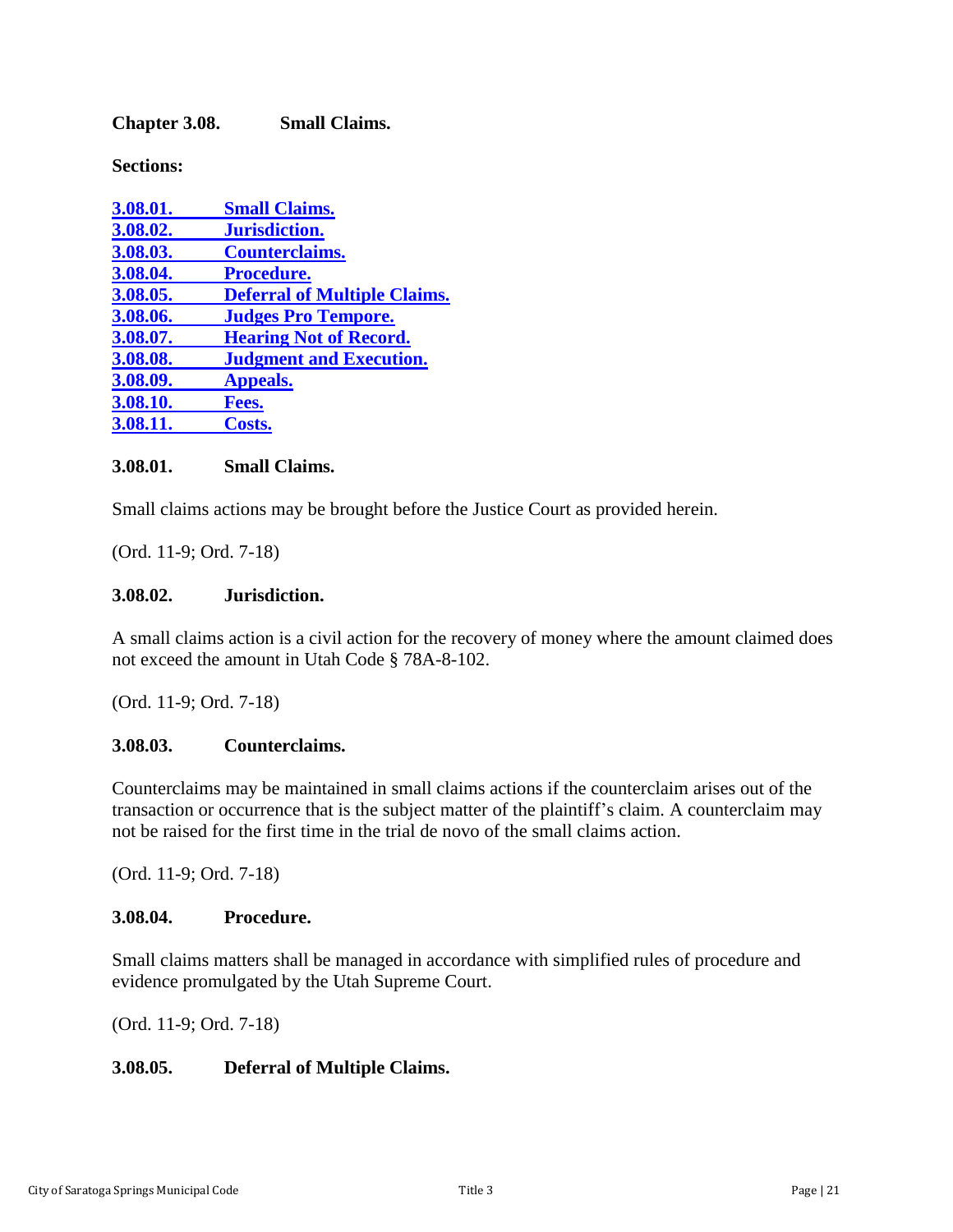## Chapter 3.08. Small Claims.

**Sections:**

- 3.08.01. Small Claims.
- 3.08.02. Jurisdiction.
- 3.08.03. Counterclaims.
- 3.08.04. Procedure.
- 3.08.05. Deferral of Multiple Claims.
- 3.08.06. Judges Pro Tempore.
- 3.08.07. Hearing Not of Record.
- 3.08.08. Judgment and Execution.
- 3.08.09. Appeals.
- 3.08.10. Fees.
- 3.08.11. Costs.

### 3.08.01. Small Claims.

Small claims actions may be brought before the Justice Court as provided herein.

(Ord. 11-9; Ord. 7-18)

### 3.08.02. Jurisdiction.

A small claims action is a civil action for the recovery of money where the amount claimed does not exceed the amount in Utah Code § 78A-8-102.

(Ord. 11-9; Ord. 7-18)

### 3.08.03. Counterclaims.

Counterclaims may be maintained in small claims actions if the counterclaim arises out of the transaction or occurrence that is the subject matter of the plaintiff's claim. A counterclaim may not be raised for the first time in the trial de novo of the small claims action.

(Ord. 11-9; Ord. 7-18)

### 3.08.04. Procedure.

Small claims matters shall be managed in accordance with simplified rules of procedure and evidence promulgated by the Utah Supreme Court.

(Ord. 11-9; Ord. 7-18)

### 3.08.05. Deferral of Multiple Claims.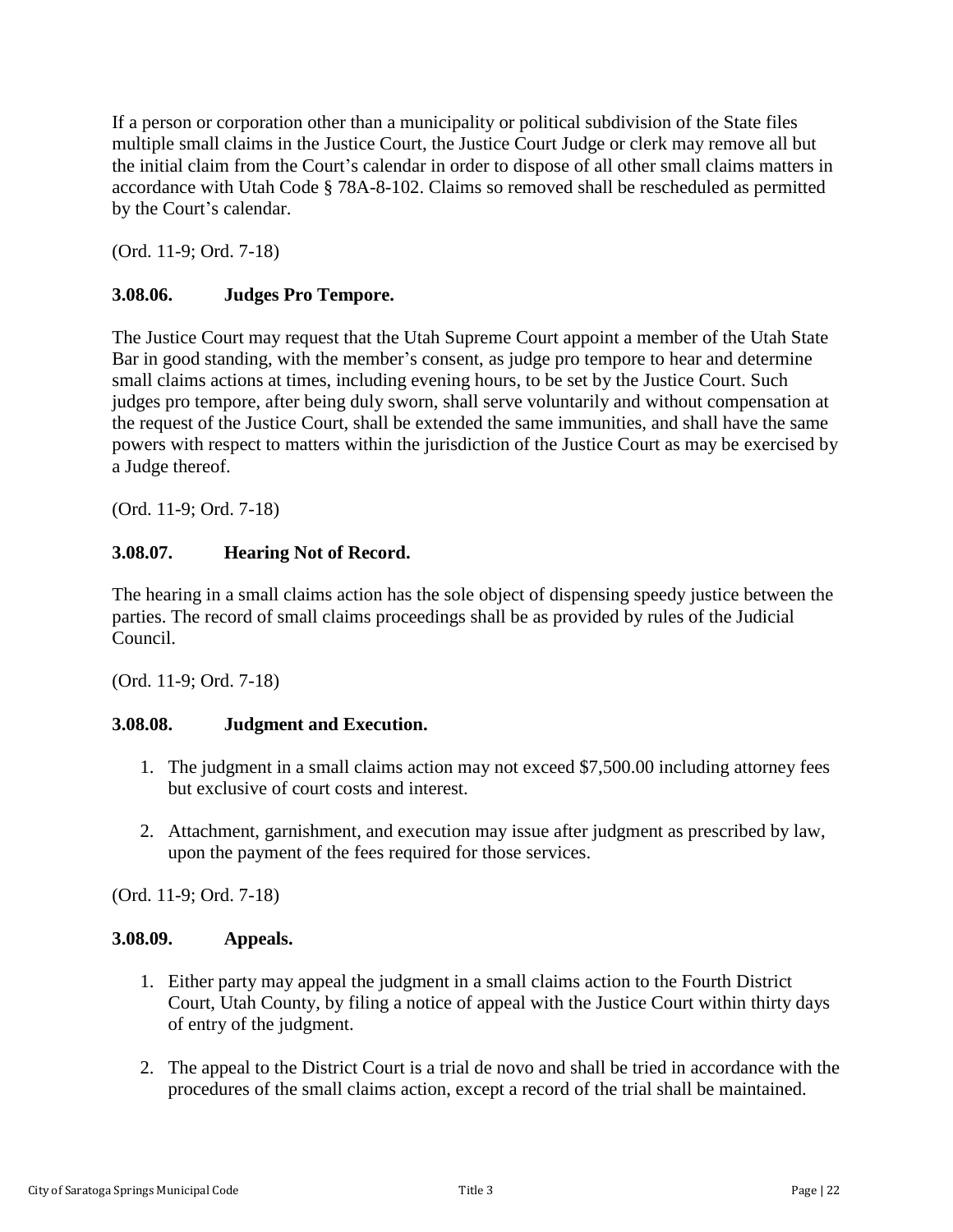If a person or corporation other than a municipality or political subdivision of the State files multiple small claims in the Justice Court, the Justice Court Judge or clerk may remove all but the initial claim from the Court's calendar in order to dispose of all other small claims matters in accordance with Utah Code § 78A-8-102. Claims so removed shall be rescheduled as permitted by the Court's calendar.

(Ord. 11-9; Ord. 7-18)

### 3.08.06. Judges Pro Tempore.

The Justice Court may request that the Utah Supreme Court appoint a member of the Utah State Bar in good standing, with the member's consent, as judge pro tempore to hear and determine small claims actions at times, including evening hours, to be set by the Justice Court. Such judges pro tempore, after being duly sworn, shall serve voluntarily and without compensation at the request of the Justice Court, shall be extended the same immunities, and shall have the same powers with respect to matters within the jurisdiction of the Justice Court as may be exercised by a Judge thereof.

(Ord. 11-9; Ord. 7-18)

### 3.08.07. Hearing Not of Record.

The hearing in a small claims action has the sole object of dispensing speedy justice between the parties. The record of small claims proceedings shall be as provided by rules of the Judicial Council.

(Ord. 11-9; Ord. 7-18)

### 3.08.08. Judgment and Execution.

1. The judgment in a small claims action may not exceed $7,500.00 including attorney fees but exclusive of court costs and interest.

2. Attachment, garnishment, and execution may issue after judgment as prescribed by law, upon the payment of the fees required for those services.

(Ord. 11-9; Ord. 7-18)

### 3.08.09. Appeals.

1. Either party may appeal the judgment in a small claims action to the Fourth District Court, Utah County, by filing a notice of appeal with the Justice Court within thirty days of entry of the judgment.

2. The appeal to the District Court is a trial de novo and shall be tried in accordance with the procedures of the small claims action, except a record of the trial shall be maintained.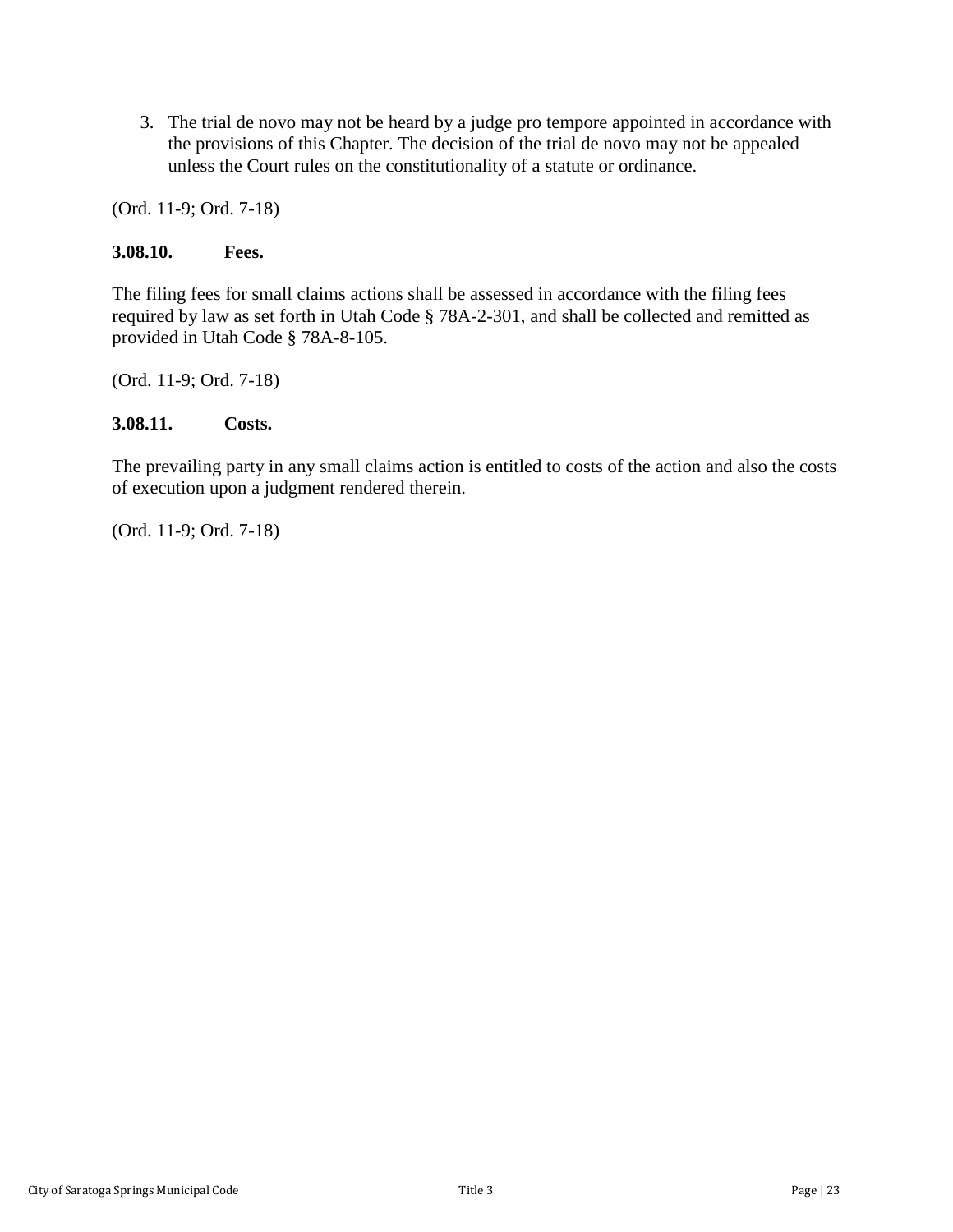3. The trial de novo may not be heard by a judge pro tempore appointed in accordance with the provisions of this Chapter. The decision of the trial de novo may not be appealed unless the Court rules on the constitutionality of a statute or ordinance.

(Ord. 11-9; Ord. 7-18)

**3.08.10. Fees.**

The filing fees for small claims actions shall be assessed in accordance with the filing fees required by law as set forth in Utah Code § 78A-2-301, and shall be collected and remitted as provided in Utah Code § 78A-8-105.

(Ord. 11-9; Ord. 7-18)

**3.08.11. Costs.**

The prevailing party in any small claims action is entitled to costs of the action and also the costs of execution upon a judgment rendered therein.

(Ord. 11-9; Ord. 7-18)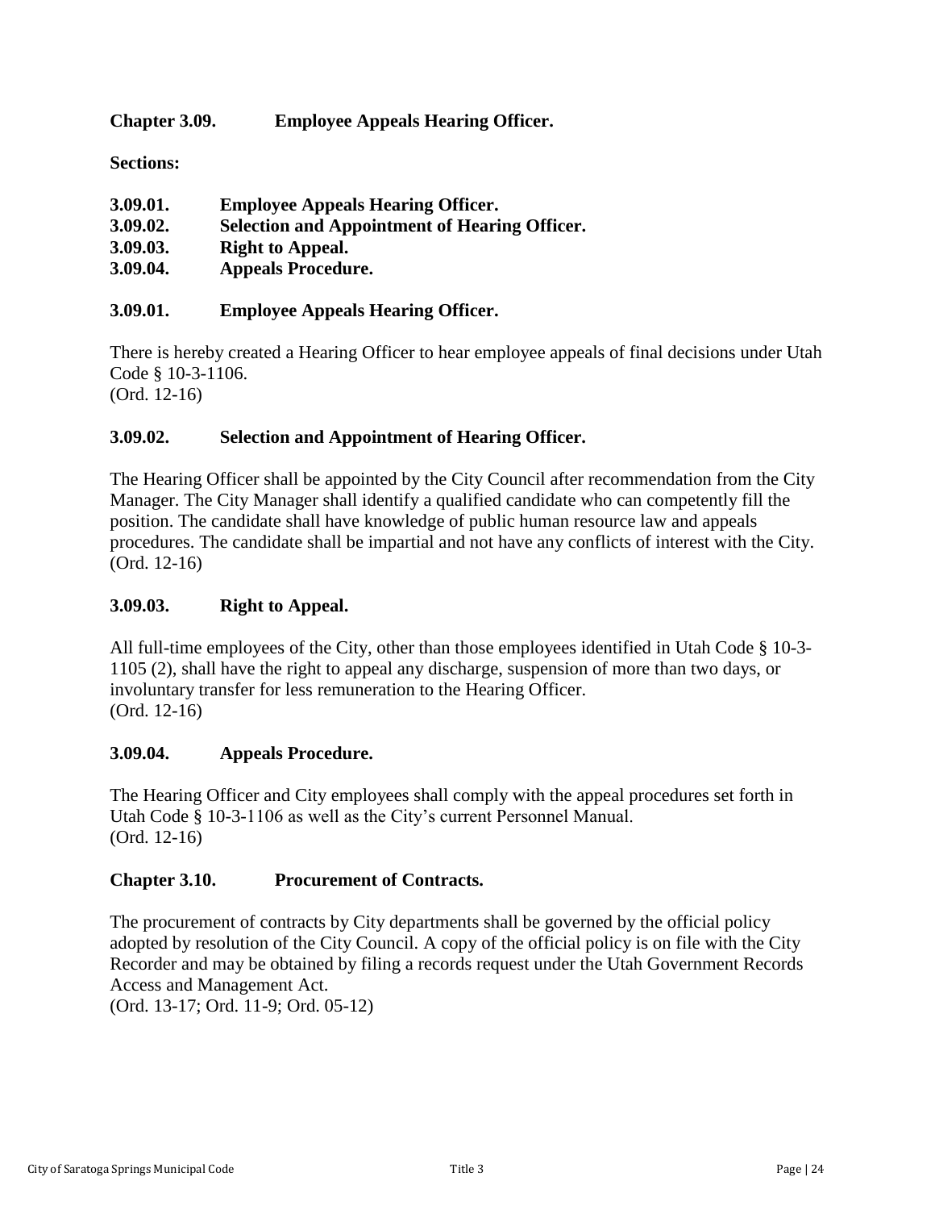## Chapter 3.09. Employee Appeals Hearing Officer.

**Sections:**

**3.09.01. Employee Appeals Hearing Officer.**
**3.09.02. Selection and Appointment of Hearing Officer.**
**3.09.03. Right to Appeal.**
**3.09.04. Appeals Procedure.**

### 3.09.01. Employee Appeals Hearing Officer.

There is hereby created a Hearing Officer to hear employee appeals of final decisions under Utah Code § 10-3-1106.
(Ord. 12-16)

### 3.09.02. Selection and Appointment of Hearing Officer.

The Hearing Officer shall be appointed by the City Council after recommendation from the City Manager. The City Manager shall identify a qualified candidate who can competently fill the position. The candidate shall have knowledge of public human resource law and appeals procedures. The candidate shall be impartial and not have any conflicts of interest with the City.
(Ord. 12-16)

### 3.09.03. Right to Appeal.

All full-time employees of the City, other than those employees identified in Utah Code § 10-3-1105 (2), shall have the right to appeal any discharge, suspension of more than two days, or involuntary transfer for less remuneration to the Hearing Officer.
(Ord. 12-16)

### 3.09.04. Appeals Procedure.

The Hearing Officer and City employees shall comply with the appeal procedures set forth in Utah Code § 10-3-1106 as well as the City's current Personnel Manual.
(Ord. 12-16)

## Chapter 3.10. Procurement of Contracts.

The procurement of contracts by City departments shall be governed by the official policy adopted by resolution of the City Council. A copy of the official policy is on file with the City Recorder and may be obtained by filing a records request under the Utah Government Records Access and Management Act.
(Ord. 13-17; Ord. 11-9; Ord. 05-12)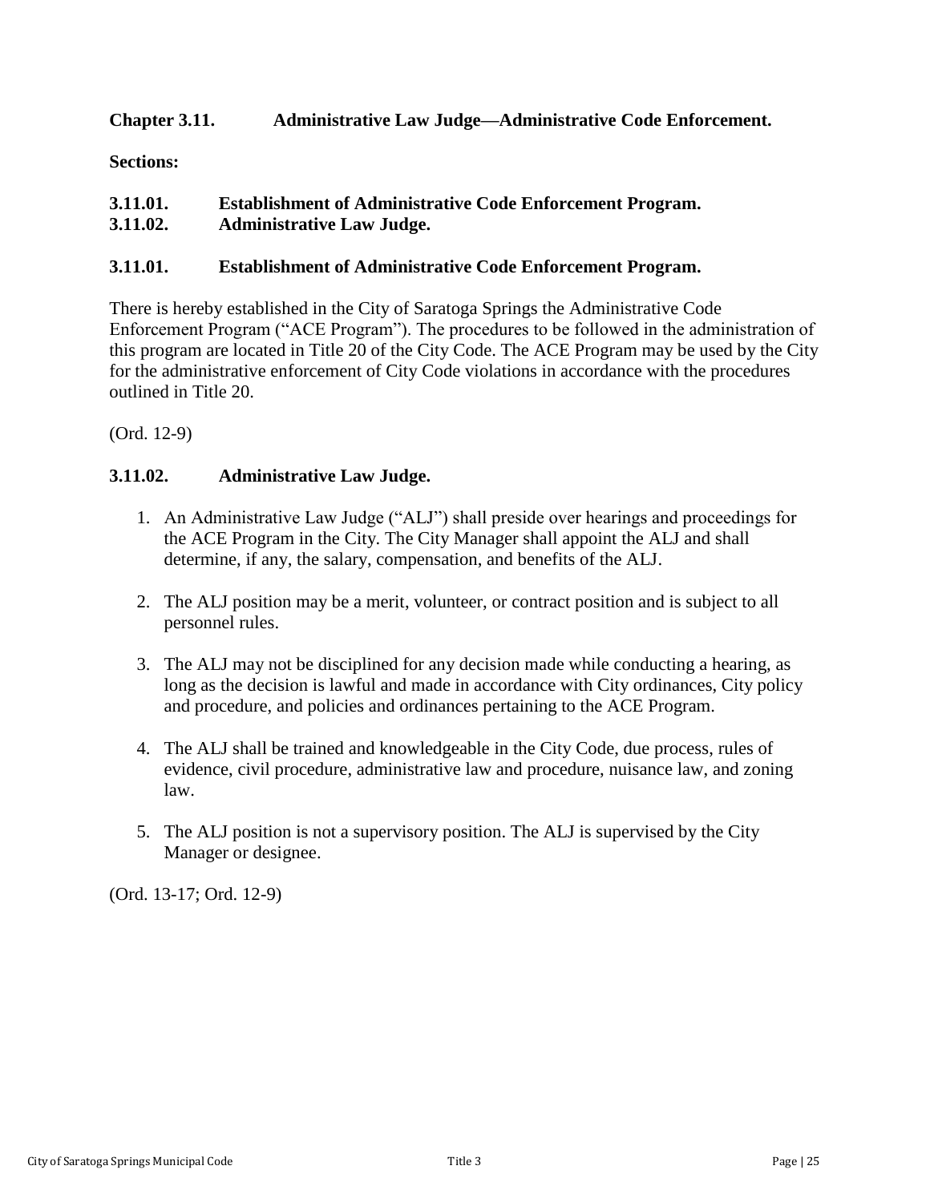## Chapter 3.11. Administrative Law Judge—Administrative Code Enforcement.

**Sections:**

**3.11.01. Establishment of Administrative Code Enforcement Program.**
**3.11.02. Administrative Law Judge.**

### 3.11.01. Establishment of Administrative Code Enforcement Program.

There is hereby established in the City of Saratoga Springs the Administrative Code Enforcement Program ("ACE Program"). The procedures to be followed in the administration of this program are located in Title 20 of the City Code. The ACE Program may be used by the City for the administrative enforcement of City Code violations in accordance with the procedures outlined in Title 20.

(Ord. 12-9)

### 3.11.02. Administrative Law Judge.

1. An Administrative Law Judge ("ALJ") shall preside over hearings and proceedings for the ACE Program in the City. The City Manager shall appoint the ALJ and shall determine, if any, the salary, compensation, and benefits of the ALJ.

2. The ALJ position may be a merit, volunteer, or contract position and is subject to all personnel rules.

3. The ALJ may not be disciplined for any decision made while conducting a hearing, as long as the decision is lawful and made in accordance with City ordinances, City policy and procedure, and policies and ordinances pertaining to the ACE Program.

4. The ALJ shall be trained and knowledgeable in the City Code, due process, rules of evidence, civil procedure, administrative law and procedure, nuisance law, and zoning law.

5. The ALJ position is not a supervisory position. The ALJ is supervised by the City Manager or designee.

(Ord. 13-17; Ord. 12-9)